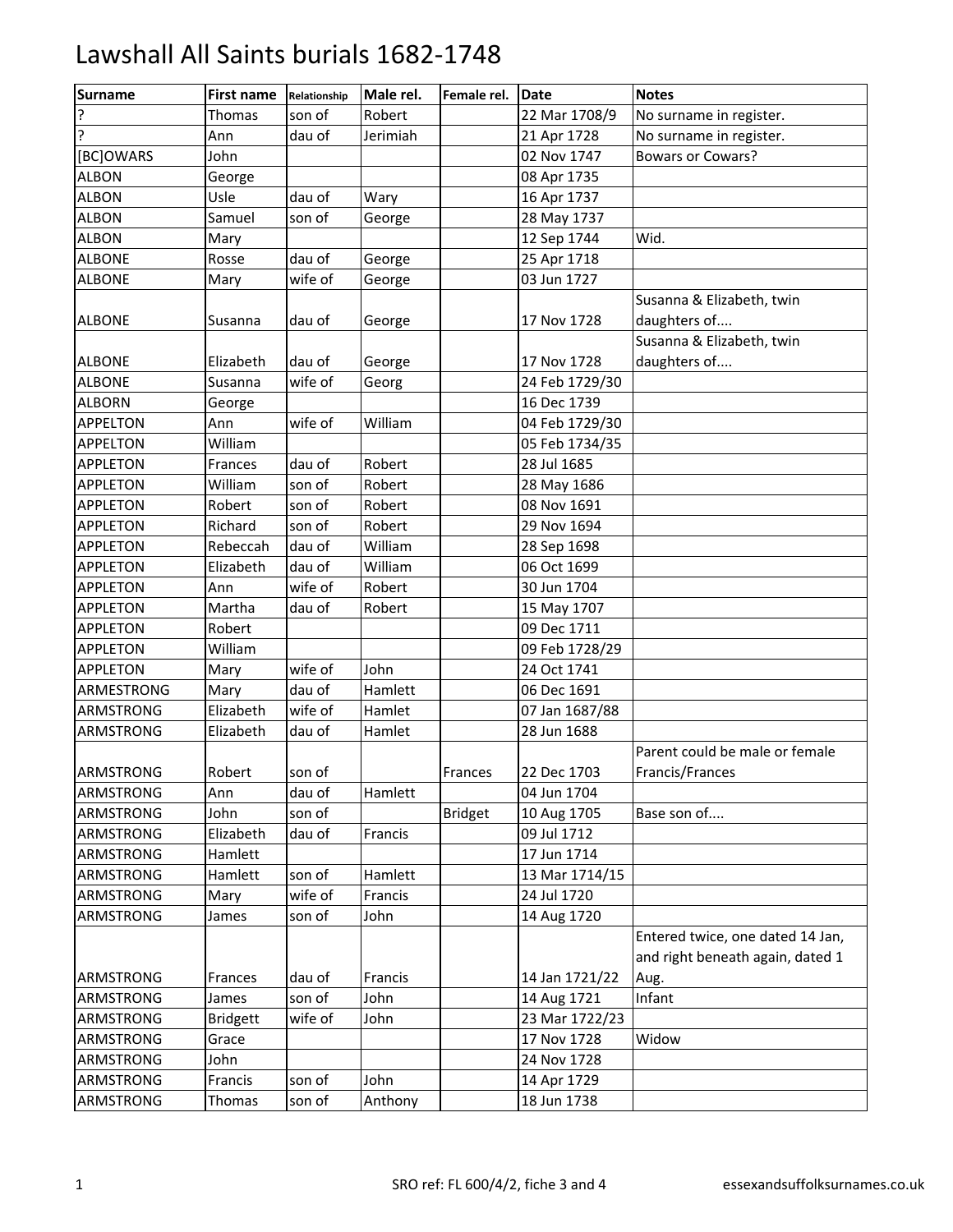# Lawshall All Saints burials 1682-1748

| Surname | First name | Relationship | Male rel. | Female rel. | Date | Notes |
|---|---|---|---|---|---|---|
| ? | Thomas | son of | Robert | | 22 Mar 1708/9 | No surname in register. |
| ? | Ann | dau of | Jerimiah | | 21 Apr 1728 | No surname in register. |
| [BC]OWARS | John | | | | 02 Nov 1747 | Bowars or Cowars? |
| ALBON | George | | | | 08 Apr 1735 | |
| ALBON | Usle | dau of | Wary | | 16 Apr 1737 | |
| ALBON | Samuel | son of | George | | 28 May 1737 | |
| ALBON | Mary | | | | 12 Sep 1744 | Wid. |
| ALBONE | Rosse | dau of | George | | 25 Apr 1718 | |
| ALBONE | Mary | wife of | George | | 03 Jun 1727 | |
| ALBONE | Susanna | dau of | George | | 17 Nov 1728 | Susanna & Elizabeth, twin daughters of.... |
| ALBONE | Elizabeth | dau of | George | | 17 Nov 1728 | Susanna & Elizabeth, twin daughters of.... |
| ALBONE | Susanna | wife of | Georg | | 24 Feb 1729/30 | |
| ALBORN | George | | | | 16 Dec 1739 | |
| APPELTON | Ann | wife of | William | | 04 Feb 1729/30 | |
| APPELTON | William | | | | 05 Feb 1734/35 | |
| APPLETON | Frances | dau of | Robert | | 28 Jul 1685 | |
| APPLETON | William | son of | Robert | | 28 May 1686 | |
| APPLETON | Robert | son of | Robert | | 08 Nov 1691 | |
| APPLETON | Richard | son of | Robert | | 29 Nov 1694 | |
| APPLETON | Rebeccah | dau of | William | | 28 Sep 1698 | |
| APPLETON | Elizabeth | dau of | William | | 06 Oct 1699 | |
| APPLETON | Ann | wife of | Robert | | 30 Jun 1704 | |
| APPLETON | Martha | dau of | Robert | | 15 May 1707 | |
| APPLETON | Robert | | | | 09 Dec 1711 | |
| APPLETON | William | | | | 09 Feb 1728/29 | |
| APPLETON | Mary | wife of | John | | 24 Oct 1741 | |
| ARMESTRONG | Mary | dau of | Hamlett | | 06 Dec 1691 | |
| ARMSTRONG | Elizabeth | wife of | Hamlet | | 07 Jan 1687/88 | |
| ARMSTRONG | Elizabeth | dau of | Hamlet | | 28 Jun 1688 | |
| ARMSTRONG | Robert | son of | | Frances | 22 Dec 1703 | Parent could be male or female Francis/Frances |
| ARMSTRONG | Ann | dau of | Hamlett | | 04 Jun 1704 | |
| ARMSTRONG | John | son of | | Bridget | 10 Aug 1705 | Base son of.... |
| ARMSTRONG | Elizabeth | dau of | Francis | | 09 Jul 1712 | |
| ARMSTRONG | Hamlett | | | | 17 Jun 1714 | |
| ARMSTRONG | Hamlett | son of | Hamlett | | 13 Mar 1714/15 | |
| ARMSTRONG | Mary | wife of | Francis | | 24 Jul 1720 | |
| ARMSTRONG | James | son of | John | | 14 Aug 1720 | |
| ARMSTRONG | Frances | dau of | Francis | | 14 Jan 1721/22 | Entered twice, one dated 14 Jan, and right beneath again, dated 1 Aug. |
| ARMSTRONG | James | son of | John | | 14 Aug 1721 | Infant |
| ARMSTRONG | Bridgett | wife of | John | | 23 Mar 1722/23 | |
| ARMSTRONG | Grace | | | | 17 Nov 1728 | Widow |
| ARMSTRONG | John | | | | 24 Nov 1728 | |
| ARMSTRONG | Francis | son of | John | | 14 Apr 1729 | |
| ARMSTRONG | Thomas | son of | Anthony | | 18 Jun 1738 | |

SRO ref: FL 600/4/2, fiche 3 and 4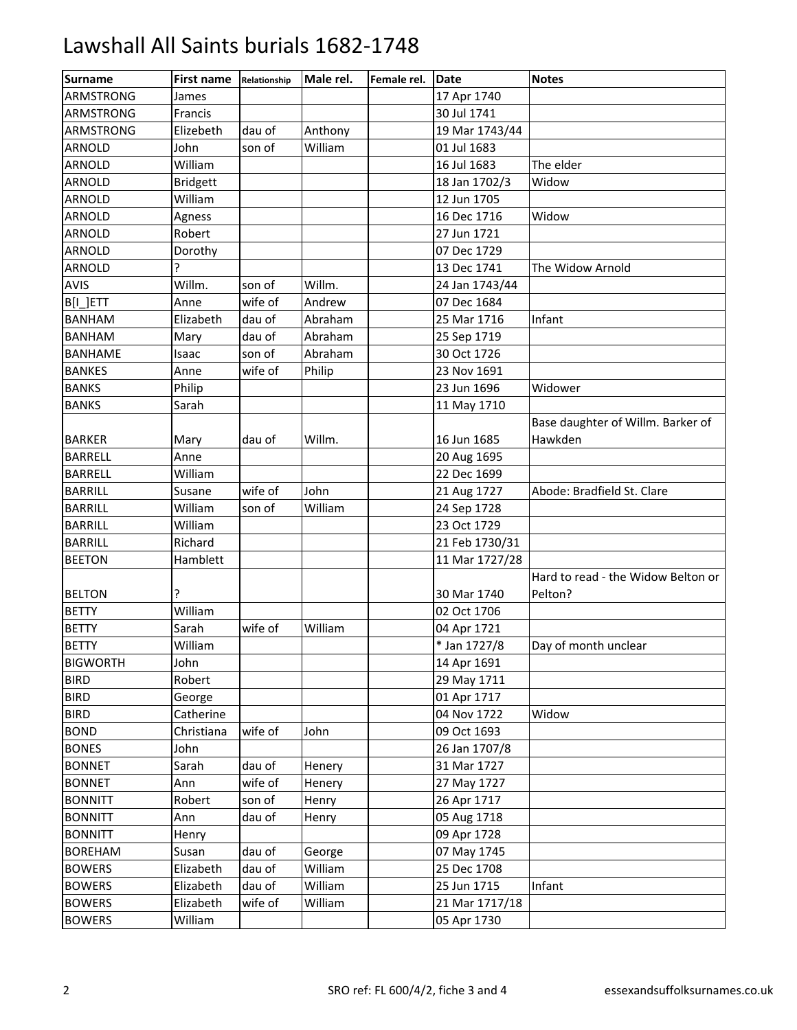# Lawshall All Saints burials 1682-1748

| Surname | First name | Relationship | Male rel. | Female rel. | Date | Notes |
|---|---|---|---|---|---|---|
| ARMSTRONG | James | | | | 17 Apr 1740 | |
| ARMSTRONG | Francis | | | | 30 Jul 1741 | |
| ARMSTRONG | Elizebeth | dau of | Anthony | | 19 Mar 1743/44 | |
| ARNOLD | John | son of | William | | 01 Jul 1683 | |
| ARNOLD | William | | | | 16 Jul 1683 | The elder |
| ARNOLD | Bridgett | | | | 18 Jan 1702/3 | Widow |
| ARNOLD | William | | | | 12 Jun 1705 | |
| ARNOLD | Agness | | | | 16 Dec 1716 | Widow |
| ARNOLD | Robert | | | | 27 Jun 1721 | |
| ARNOLD | Dorothy | | | | 07 Dec 1729 | |
| ARNOLD | ? | | | | 13 Dec 1741 | The Widow Arnold |
| AVIS | Willm. | son of | Willm. | | 24 Jan 1743/44 | |
| B[I_]ETT | Anne | wife of | Andrew | | 07 Dec 1684 | |
| BANHAM | Elizabeth | dau of | Abraham | | 25 Mar 1716 | Infant |
| BANHAM | Mary | dau of | Abraham | | 25 Sep 1719 | |
| BANHAME | Isaac | son of | Abraham | | 30 Oct 1726 | |
| BANKES | Anne | wife of | Philip | | 23 Nov 1691 | |
| BANKS | Philip | | | | 23 Jun 1696 | Widower |
| BANKS | Sarah | | | | 11 May 1710 | |
| BARKER | Mary | dau of | Willm. | | 16 Jun 1685 | Base daughter of Willm. Barker of Hawkden |
| BARRELL | Anne | | | | 20 Aug 1695 | |
| BARRELL | William | | | | 22 Dec 1699 | |
| BARRILL | Susane | wife of | John | | 21 Aug 1727 | Abode: Bradfield St. Clare |
| BARRILL | William | son of | William | | 24 Sep 1728 | |
| BARRILL | William | | | | 23 Oct 1729 | |
| BARRILL | Richard | | | | 21 Feb 1730/31 | |
| BEETON | Hamblett | | | | 11 Mar 1727/28 | |
| BELTON | ? | | | | 30 Mar 1740 | Hard to read - the Widow Belton or Pelton? |
| BETTY | William | | | | 02 Oct 1706 | |
| BETTY | Sarah | wife of | William | | 04 Apr 1721 | |
| BETTY | William | | | | * Jan 1727/8 | Day of month unclear |
| BIGWORTH | John | | | | 14 Apr 1691 | |
| BIRD | Robert | | | | 29 May 1711 | |
| BIRD | George | | | | 01 Apr 1717 | |
| BIRD | Catherine | | | | 04 Nov 1722 | Widow |
| BOND | Christiana | wife of | John | | 09 Oct 1693 | |
| BONES | John | | | | 26 Jan 1707/8 | |
| BONNET | Sarah | dau of | Henery | | 31 Mar 1727 | |
| BONNET | Ann | wife of | Henery | | 27 May 1727 | |
| BONNITT | Robert | son of | Henry | | 26 Apr 1717 | |
| BONNITT | Ann | dau of | Henry | | 05 Aug 1718 | |
| BONNITT | Henry | | | | 09 Apr 1728 | |
| BOREHAM | Susan | dau of | George | | 07 May 1745 | |
| BOWERS | Elizabeth | dau of | William | | 25 Dec 1708 | |
| BOWERS | Elizabeth | dau of | William | | 25 Jun 1715 | Infant |
| BOWERS | Elizabeth | wife of | William | | 21 Mar 1717/18 | |
| BOWERS | William | | | | 05 Apr 1730 | |

SRO ref: FL 600/4/2, fiche 3 and 4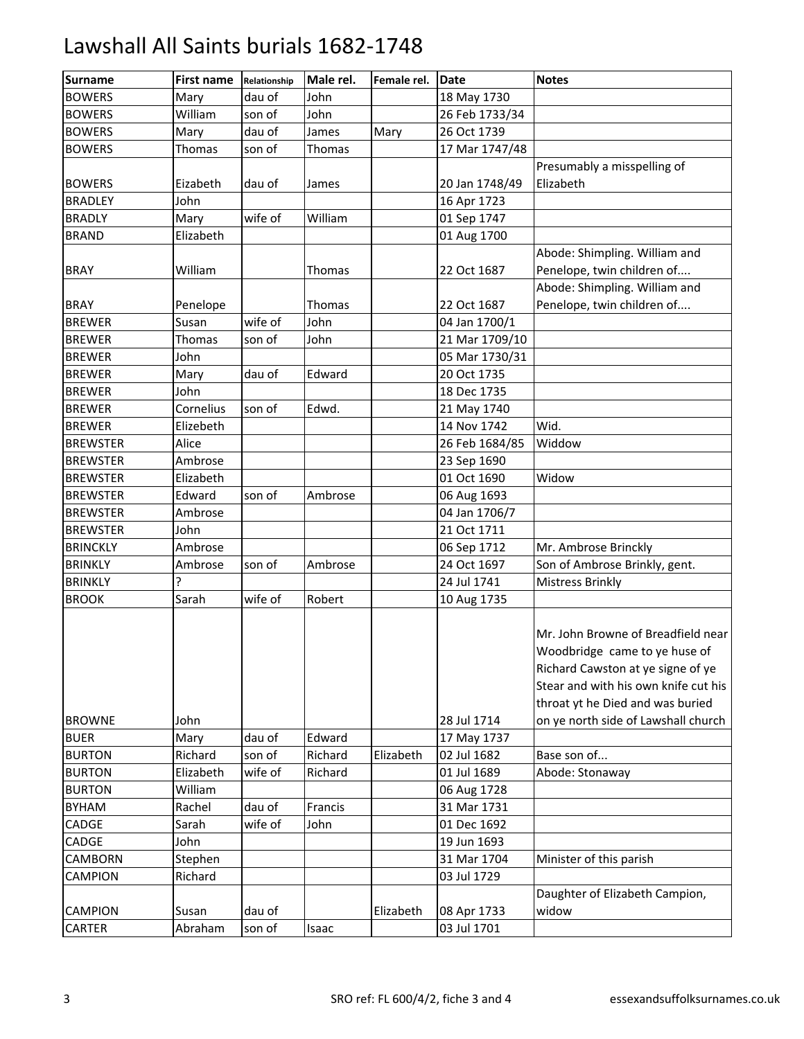# Lawshall All Saints burials 1682-1748

| Surname | First name | Relationship | Male rel. | Female rel. | Date | Notes |
|---|---|---|---|---|---|---|
| BOWERS | Mary | dau of | John | | 18 May 1730 | |
| BOWERS | William | son of | John | | 26 Feb 1733/34 | |
| BOWERS | Mary | dau of | James | Mary | 26 Oct 1739 | |
| BOWERS | Thomas | son of | Thomas | | 17 Mar 1747/48 | |
| BOWERS | Eizabeth | dau of | James | | 20 Jan 1748/49 | Presumably a misspelling of Elizabeth |
| BRADLEY | John | | | | 16 Apr 1723 | |
| BRADLY | Mary | wife of | William | | 01 Sep 1747 | |
| BRAND | Elizabeth | | | | 01 Aug 1700 | |
| BRAY | William | | Thomas | | 22 Oct 1687 | Abode: Shimpling. William and Penelope, twin children of.... |
| BRAY | Penelope | | Thomas | | 22 Oct 1687 | Abode: Shimpling. William and Penelope, twin children of.... |
| BREWER | Susan | wife of | John | | 04 Jan 1700/1 | |
| BREWER | Thomas | son of | John | | 21 Mar 1709/10 | |
| BREWER | John | | | | 05 Mar 1730/31 | |
| BREWER | Mary | dau of | Edward | | 20 Oct 1735 | |
| BREWER | John | | | | 18 Dec 1735 | |
| BREWER | Cornelius | son of | Edwd. | | 21 May 1740 | |
| BREWER | Elizebeth | | | | 14 Nov 1742 | Wid. |
| BREWSTER | Alice | | | | 26 Feb 1684/85 | Widdow |
| BREWSTER | Ambrose | | | | 23 Sep 1690 | |
| BREWSTER | Elizabeth | | | | 01 Oct 1690 | Widow |
| BREWSTER | Edward | son of | Ambrose | | 06 Aug 1693 | |
| BREWSTER | Ambrose | | | | 04 Jan 1706/7 | |
| BREWSTER | John | | | | 21 Oct 1711 | |
| BRINCKLY | Ambrose | | | | 06 Sep 1712 | Mr. Ambrose Brinckly |
| BRINKLY | Ambrose | son of | Ambrose | | 24 Oct 1697 | Son of Ambrose Brinkly, gent. |
| BRINKLY | ? | | | | 24 Jul 1741 | Mistress Brinkly |
| BROOK | Sarah | wife of | Robert | | 10 Aug 1735 | |
| BROWNE | John | | | | 28 Jul 1714 | Mr. John Browne of Breadfield near Woodbridge came to ye huse of Richard Cawston at ye signe of ye Stear and with his own knife cut his throat yt he Died and was buried on ye north side of Lawshall church |
| BUER | Mary | dau of | Edward | | 17 May 1737 | |
| BURTON | Richard | son of | Richard | Elizabeth | 02 Jul 1682 | Base son of... |
| BURTON | Elizabeth | wife of | Richard | | 01 Jul 1689 | Abode: Stonaway |
| BURTON | William | | | | 06 Aug 1728 | |
| BYHAM | Rachel | dau of | Francis | | 31 Mar 1731 | |
| CADGE | Sarah | wife of | John | | 01 Dec 1692 | |
| CADGE | John | | | | 19 Jun 1693 | |
| CAMBORN | Stephen | | | | 31 Mar 1704 | Minister of this parish |
| CAMPION | Richard | | | | 03 Jul 1729 | |
| CAMPION | Susan | dau of | | Elizabeth | 08 Apr 1733 | Daughter of Elizabeth Campion, widow |
| CARTER | Abraham | son of | Isaac | | 03 Jul 1701 | |

SRO ref: FL 600/4/2, fiche 3 and 4 | essexandsuffolksurnames.co.uk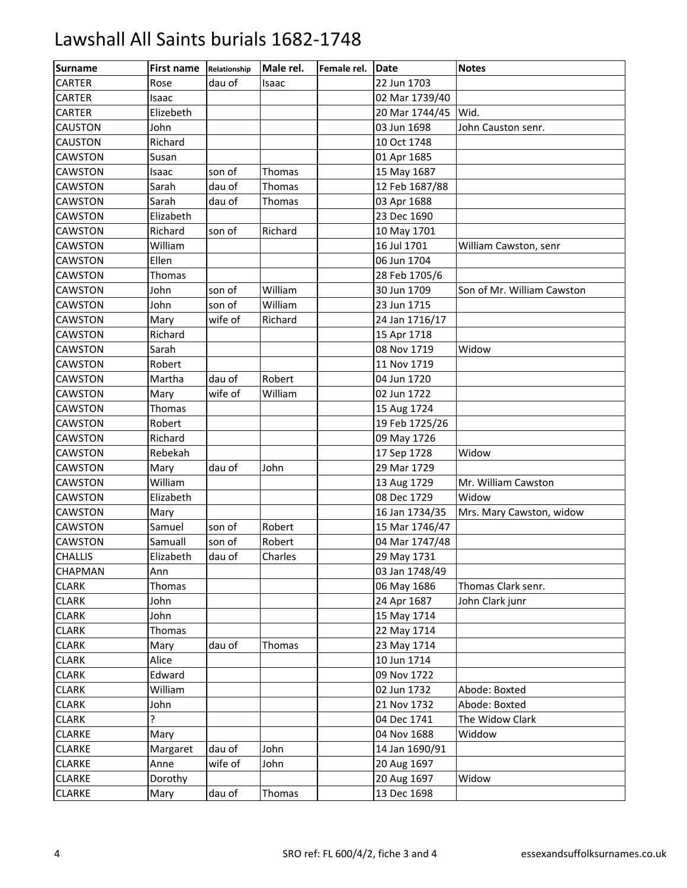# Lawshall All Saints burials 1682-1748

| Surname | First name | Relationship | Male rel. | Female rel. | Date | Notes |
|---|---|---|---|---|---|---|
| CARTER | Rose | dau of | Isaac | | 22 Jun 1703 | |
| CARTER | Isaac | | | | 02 Mar 1739/40 | |
| CARTER | Elizebeth | | | | 20 Mar 1744/45 | Wid. |
| CAUSTON | John | | | | 03 Jun 1698 | John Causton senr. |
| CAUSTON | Richard | | | | 10 Oct 1748 | |
| CAWSTON | Susan | | | | 01 Apr 1685 | |
| CAWSTON | Isaac | son of | Thomas | | 15 May 1687 | |
| CAWSTON | Sarah | dau of | Thomas | | 12 Feb 1687/88 | |
| CAWSTON | Sarah | dau of | Thomas | | 03 Apr 1688 | |
| CAWSTON | Elizabeth | | | | 23 Dec 1690 | |
| CAWSTON | Richard | son of | Richard | | 10 May 1701 | |
| CAWSTON | William | | | | 16 Jul 1701 | William Cawston, senr |
| CAWSTON | Ellen | | | | 06 Jun 1704 | |
| CAWSTON | Thomas | | | | 28 Feb 1705/6 | |
| CAWSTON | John | son of | William | | 30 Jun 1709 | Son of Mr. William Cawston |
| CAWSTON | John | son of | William | | 23 Jun 1715 | |
| CAWSTON | Mary | wife of | Richard | | 24 Jan 1716/17 | |
| CAWSTON | Richard | | | | 15 Apr 1718 | |
| CAWSTON | Sarah | | | | 08 Nov 1719 | Widow |
| CAWSTON | Robert | | | | 11 Nov 1719 | |
| CAWSTON | Martha | dau of | Robert | | 04 Jun 1720 | |
| CAWSTON | Mary | wife of | William | | 02 Jun 1722 | |
| CAWSTON | Thomas | | | | 15 Aug 1724 | |
| CAWSTON | Robert | | | | 19 Feb 1725/26 | |
| CAWSTON | Richard | | | | 09 May 1726 | |
| CAWSTON | Rebekah | | | | 17 Sep 1728 | Widow |
| CAWSTON | Mary | dau of | John | | 29 Mar 1729 | |
| CAWSTON | William | | | | 13 Aug 1729 | Mr. William Cawston |
| CAWSTON | Elizabeth | | | | 08 Dec 1729 | Widow |
| CAWSTON | Mary | | | | 16 Jan 1734/35 | Mrs. Mary Cawston, widow |
| CAWSTON | Samuel | son of | Robert | | 15 Mar 1746/47 | |
| CAWSTON | Samuall | son of | Robert | | 04 Mar 1747/48 | |
| CHALLIS | Elizabeth | dau of | Charles | | 29 May 1731 | |
| CHAPMAN | Ann | | | | 03 Jan 1748/49 | |
| CLARK | Thomas | | | | 06 May 1686 | Thomas Clark senr. |
| CLARK | John | | | | 24 Apr 1687 | John Clark junr |
| CLARK | John | | | | 15 May 1714 | |
| CLARK | Thomas | | | | 22 May 1714 | |
| CLARK | Mary | dau of | Thomas | | 23 May 1714 | |
| CLARK | Alice | | | | 10 Jun 1714 | |
| CLARK | Edward | | | | 09 Nov 1722 | |
| CLARK | William | | | | 02 Jun 1732 | Abode: Boxted |
| CLARK | John | | | | 21 Nov 1732 | Abode: Boxted |
| CLARK | ? | | | | 04 Dec 1741 | The Widow Clark |
| CLARKE | Mary | | | | 04 Nov 1688 | Widdow |
| CLARKE | Margaret | dau of | John | | 14 Jan 1690/91 | |
| CLARKE | Anne | wife of | John | | 20 Aug 1697 | |
| CLARKE | Dorothy | | | | 20 Aug 1697 | Widow |
| CLARKE | Mary | dau of | Thomas | | 13 Dec 1698 | |

SRO ref: FL 600/4/2, fiche 3 and 4 essexandsuffolksurnames.co.uk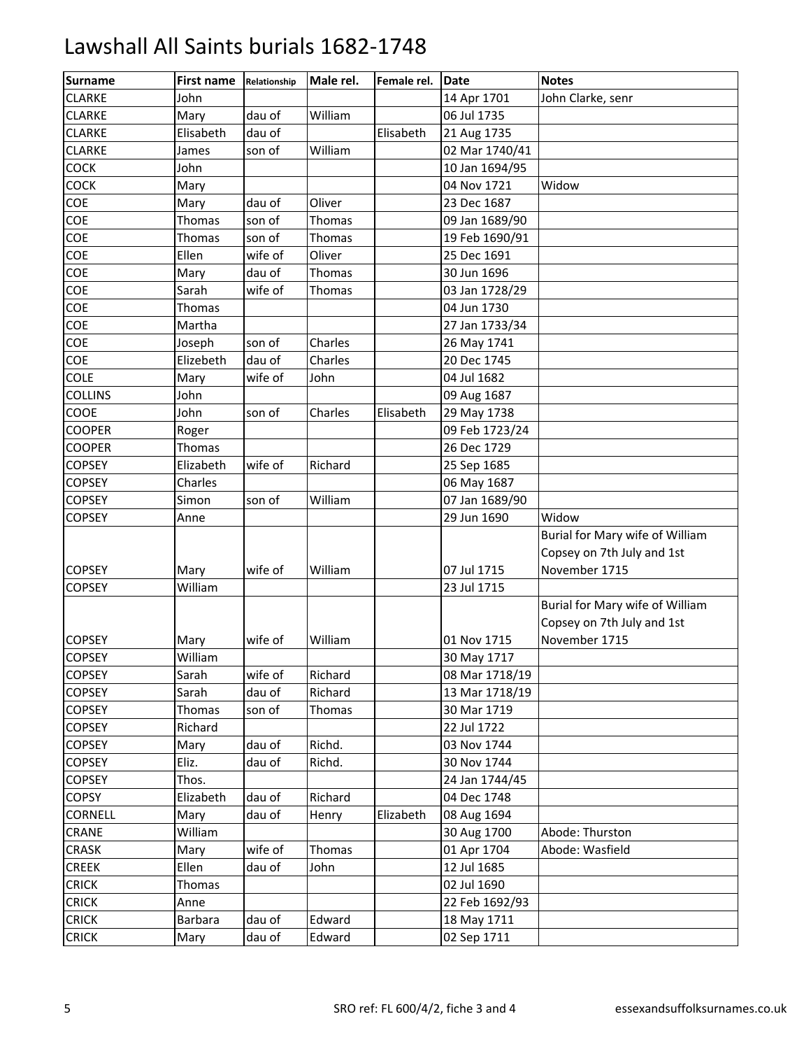# Lawshall All Saints burials 1682-1748

| Surname | First name | Relationship | Male rel. | Female rel. | Date | Notes |
|---|---|---|---|---|---|---|
| CLARKE | John | | | | 14 Apr 1701 | John Clarke, senr |
| CLARKE | Mary | dau of | William | | 06 Jul 1735 | |
| CLARKE | Elisabeth | dau of | | Elisabeth | 21 Aug 1735 | |
| CLARKE | James | son of | William | | 02 Mar 1740/41 | |
| COCK | John | | | | 10 Jan 1694/95 | |
| COCK | Mary | | | | 04 Nov 1721 | Widow |
| COE | Mary | dau of | Oliver | | 23 Dec 1687 | |
| COE | Thomas | son of | Thomas | | 09 Jan 1689/90 | |
| COE | Thomas | son of | Thomas | | 19 Feb 1690/91 | |
| COE | Ellen | wife of | Oliver | | 25 Dec 1691 | |
| COE | Mary | dau of | Thomas | | 30 Jun 1696 | |
| COE | Sarah | wife of | Thomas | | 03 Jan 1728/29 | |
| COE | Thomas | | | | 04 Jun 1730 | |
| COE | Martha | | | | 27 Jan 1733/34 | |
| COE | Joseph | son of | Charles | | 26 May 1741 | |
| COE | Elizebeth | dau of | Charles | | 20 Dec 1745 | |
| COLE | Mary | wife of | John | | 04 Jul 1682 | |
| COLLINS | John | | | | 09 Aug 1687 | |
| COOE | John | son of | Charles | Elisabeth | 29 May 1738 | |
| COOPER | Roger | | | | 09 Feb 1723/24 | |
| COOPER | Thomas | | | | 26 Dec 1729 | |
| COPSEY | Elizabeth | wife of | Richard | | 25 Sep 1685 | |
| COPSEY | Charles | | | | 06 May 1687 | |
| COPSEY | Simon | son of | William | | 07 Jan 1689/90 | |
| COPSEY | Anne | | | | 29 Jun 1690 | Widow |
| COPSEY | Mary | wife of | William | | 07 Jul 1715 | Burial for Mary wife of William Copsey on 7th July and 1st November 1715 |
| COPSEY | William | | | | 23 Jul 1715 | |
| COPSEY | Mary | wife of | William | | 01 Nov 1715 | Burial for Mary wife of William Copsey on 7th July and 1st November 1715 |
| COPSEY | William | | | | 30 May 1717 | |
| COPSEY | Sarah | wife of | Richard | | 08 Mar 1718/19 | |
| COPSEY | Sarah | dau of | Richard | | 13 Mar 1718/19 | |
| COPSEY | Thomas | son of | Thomas | | 30 Mar 1719 | |
| COPSEY | Richard | | | | 22 Jul 1722 | |
| COPSEY | Mary | dau of | Richd. | | 03 Nov 1744 | |
| COPSEY | Eliz. | dau of | Richd. | | 30 Nov 1744 | |
| COPSEY | Thos. | | | | 24 Jan 1744/45 | |
| COPSY | Elizabeth | dau of | Richard | | 04 Dec 1748 | |
| CORNELL | Mary | dau of | Henry | Elizabeth | 08 Aug 1694 | |
| CRANE | William | | | | 30 Aug 1700 | Abode: Thurston |
| CRASK | Mary | wife of | Thomas | | 01 Apr 1704 | Abode: Wasfield |
| CREEK | Ellen | dau of | John | | 12 Jul 1685 | |
| CRICK | Thomas | | | | 02 Jul 1690 | |
| CRICK | Anne | | | | 22 Feb 1692/93 | |
| CRICK | Barbara | dau of | Edward | | 18 May 1711 | |
| CRICK | Mary | dau of | Edward | | 02 Sep 1711 | |

SRO ref: FL 600/4/2, fiche 3 and 4 essexandsuffolksurnames.co.uk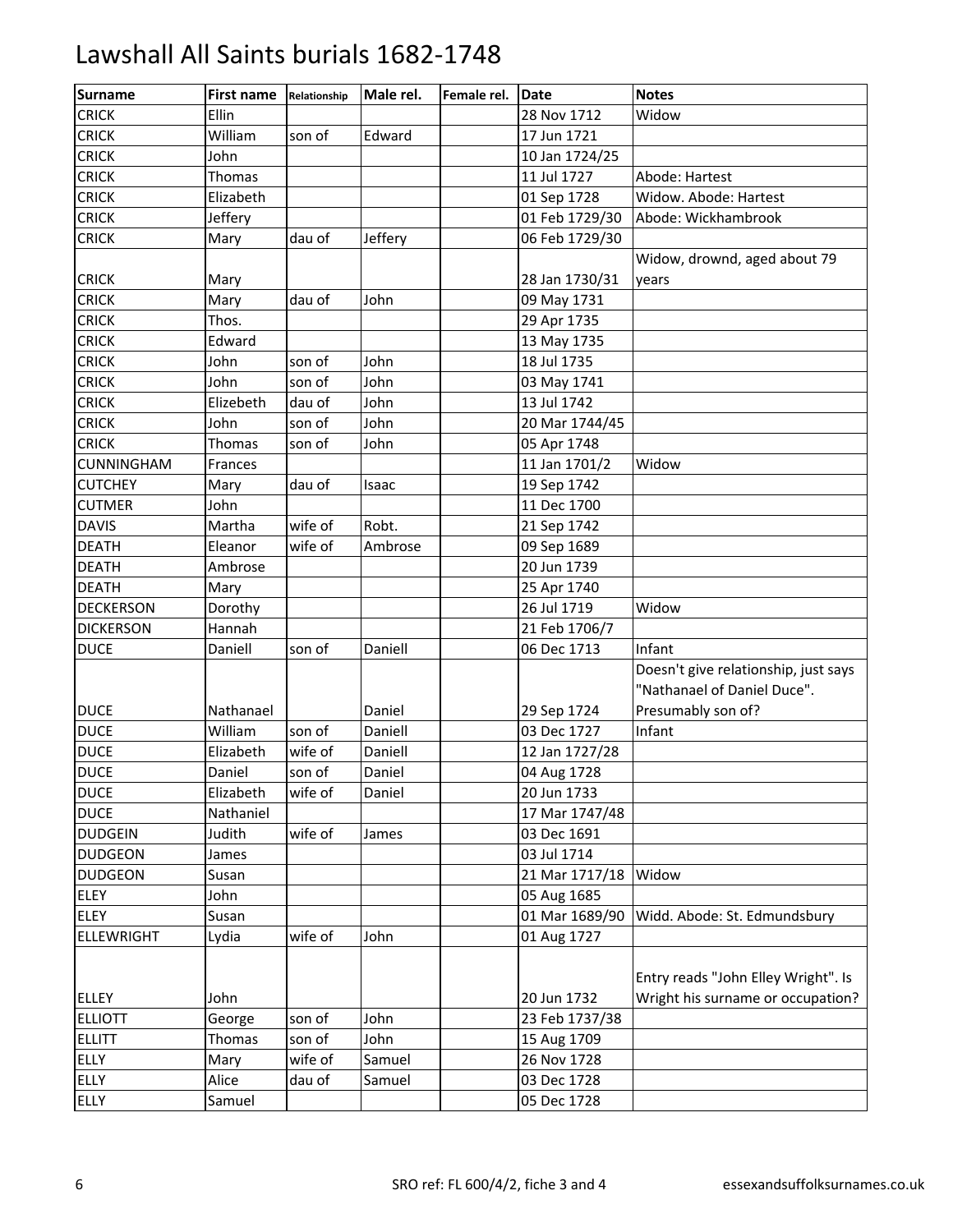# Lawshall All Saints burials 1682-1748

| Surname | First name | Relationship | Male rel. | Female rel. | Date | Notes |
|---|---|---|---|---|---|---|
| CRICK | Ellin | | | | 28 Nov 1712 | Widow |
| CRICK | William | son of | Edward | | 17 Jun 1721 | |
| CRICK | John | | | | 10 Jan 1724/25 | |
| CRICK | Thomas | | | | 11 Jul 1727 | Abode: Hartest |
| CRICK | Elizabeth | | | | 01 Sep 1728 | Widow. Abode: Hartest |
| CRICK | Jeffery | | | | 01 Feb 1729/30 | Abode: Wickhambrook |
| CRICK | Mary | dau of | Jeffery | | 06 Feb 1729/30 | |
| CRICK | Mary | | | | 28 Jan 1730/31 | Widow, drownd, aged about 79 years |
| CRICK | Mary | dau of | John | | 09 May 1731 | |
| CRICK | Thos. | | | | 29 Apr 1735 | |
| CRICK | Edward | | | | 13 May 1735 | |
| CRICK | John | son of | John | | 18 Jul 1735 | |
| CRICK | John | son of | John | | 03 May 1741 | |
| CRICK | Elizebeth | dau of | John | | 13 Jul 1742 | |
| CRICK | John | son of | John | | 20 Mar 1744/45 | |
| CRICK | Thomas | son of | John | | 05 Apr 1748 | |
| CUNNINGHAM | Frances | | | | 11 Jan 1701/2 | Widow |
| CUTCHEY | Mary | dau of | Isaac | | 19 Sep 1742 | |
| CUTMER | John | | | | 11 Dec 1700 | |
| DAVIS | Martha | wife of | Robt. | | 21 Sep 1742 | |
| DEATH | Eleanor | wife of | Ambrose | | 09 Sep 1689 | |
| DEATH | Ambrose | | | | 20 Jun 1739 | |
| DEATH | Mary | | | | 25 Apr 1740 | |
| DECKERSON | Dorothy | | | | 26 Jul 1719 | Widow |
| DICKERSON | Hannah | | | | 21 Feb 1706/7 | |
| DUCE | Daniell | son of | Daniell | | 06 Dec 1713 | Infant |
| DUCE | Nathanael | | Daniel | | 29 Sep 1724 | Doesn't give relationship, just says "Nathanael of Daniel Duce". Presumably son of? |
| DUCE | William | son of | Daniell | | 03 Dec 1727 | Infant |
| DUCE | Elizabeth | wife of | Daniell | | 12 Jan 1727/28 | |
| DUCE | Daniel | son of | Daniel | | 04 Aug 1728 | |
| DUCE | Elizabeth | wife of | Daniel | | 20 Jun 1733 | |
| DUCE | Nathaniel | | | | 17 Mar 1747/48 | |
| DUDGEIN | Judith | wife of | James | | 03 Dec 1691 | |
| DUDGEON | James | | | | 03 Jul 1714 | |
| DUDGEON | Susan | | | | 21 Mar 1717/18 | Widow |
| ELEY | John | | | | 05 Aug 1685 | |
| ELEY | Susan | | | | 01 Mar 1689/90 | Widd. Abode: St. Edmundsbury |
| ELLEWRIGHT | Lydia | wife of | John | | 01 Aug 1727 | |
| ELLEY | John | | | | 20 Jun 1732 | Entry reads "John Elley Wright". Is Wright his surname or occupation? |
| ELLIOTT | George | son of | John | | 23 Feb 1737/38 | |
| ELLITT | Thomas | son of | John | | 15 Aug 1709 | |
| ELLY | Mary | wife of | Samuel | | 26 Nov 1728 | |
| ELLY | Alice | dau of | Samuel | | 03 Dec 1728 | |
| ELLY | Samuel | | | | 05 Dec 1728 | |

SRO ref: FL 600/4/2, fiche 3 and 4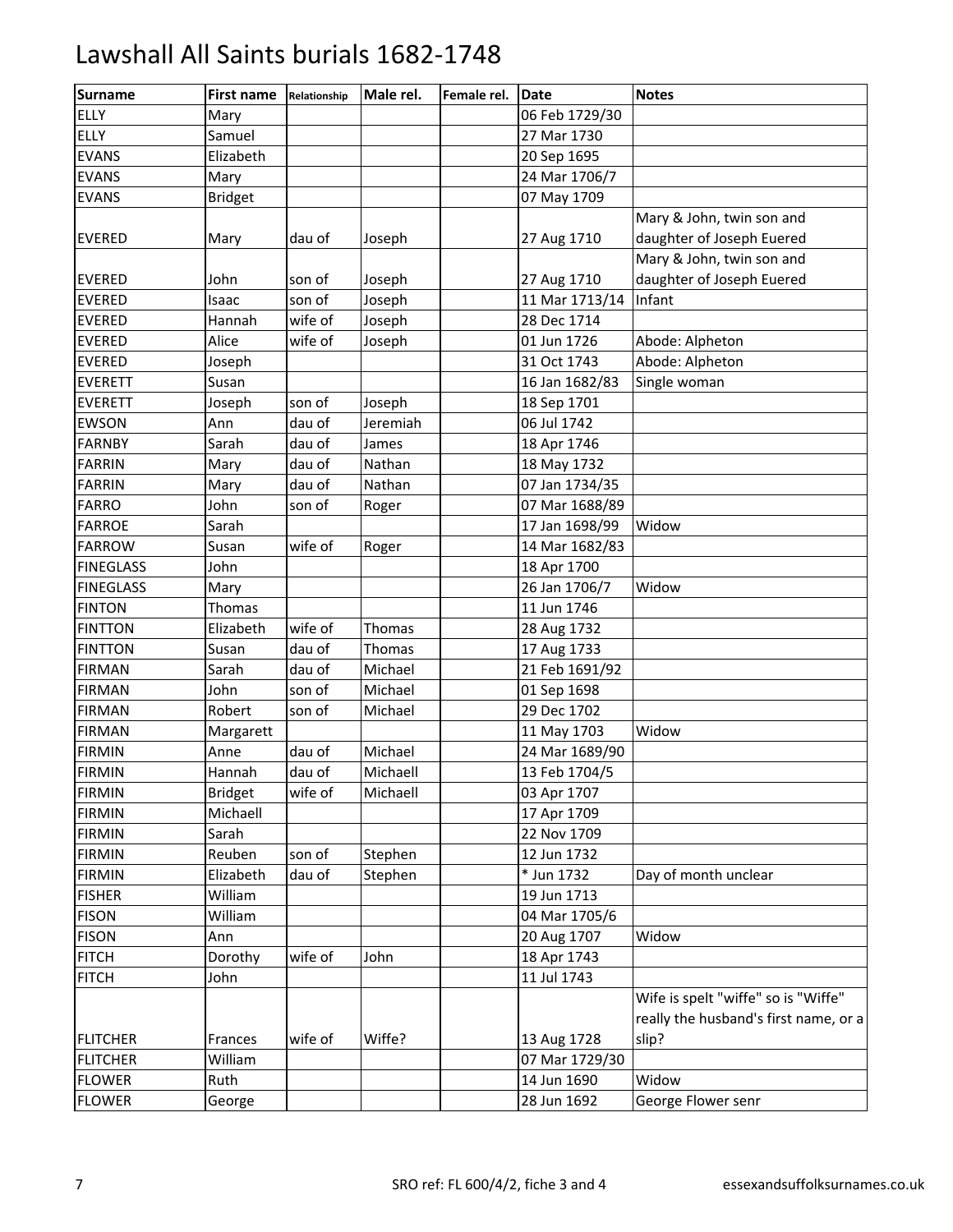# Lawshall All Saints burials 1682-1748

| Surname | First name | Relationship | Male rel. | Female rel. | Date | Notes |
|---|---|---|---|---|---|---|
| ELLY | Mary | | | | 06 Feb 1729/30 | |
| ELLY | Samuel | | | | 27 Mar 1730 | |
| EVANS | Elizabeth | | | | 20 Sep 1695 | |
| EVANS | Mary | | | | 24 Mar 1706/7 | |
| EVANS | Bridget | | | | 07 May 1709 | |
| EVERED | Mary | dau of | Joseph | | 27 Aug 1710 | Mary & John, twin son and daughter of Joseph Euered |
| EVERED | John | son of | Joseph | | 27 Aug 1710 | Mary & John, twin son and daughter of Joseph Euered |
| EVERED | Isaac | son of | Joseph | | 11 Mar 1713/14 | Infant |
| EVERED | Hannah | wife of | Joseph | | 28 Dec 1714 | |
| EVERED | Alice | wife of | Joseph | | 01 Jun 1726 | Abode: Alpheton |
| EVERED | Joseph | | | | 31 Oct 1743 | Abode: Alpheton |
| EVERETT | Susan | | | | 16 Jan 1682/83 | Single woman |
| EVERETT | Joseph | son of | Joseph | | 18 Sep 1701 | |
| EWSON | Ann | dau of | Jeremiah | | 06 Jul 1742 | |
| FARNBY | Sarah | dau of | James | | 18 Apr 1746 | |
| FARRIN | Mary | dau of | Nathan | | 18 May 1732 | |
| FARRIN | Mary | dau of | Nathan | | 07 Jan 1734/35 | |
| FARRO | John | son of | Roger | | 07 Mar 1688/89 | |
| FARROE | Sarah | | | | 17 Jan 1698/99 | Widow |
| FARROW | Susan | wife of | Roger | | 14 Mar 1682/83 | |
| FINEGLASS | John | | | | 18 Apr 1700 | |
| FINEGLASS | Mary | | | | 26 Jan 1706/7 | Widow |
| FINTON | Thomas | | | | 11 Jun 1746 | |
| FINTTON | Elizabeth | wife of | Thomas | | 28 Aug 1732 | |
| FINTTON | Susan | dau of | Thomas | | 17 Aug 1733 | |
| FIRMAN | Sarah | dau of | Michael | | 21 Feb 1691/92 | |
| FIRMAN | John | son of | Michael | | 01 Sep 1698 | |
| FIRMAN | Robert | son of | Michael | | 29 Dec 1702 | |
| FIRMAN | Margarett | | | | 11 May 1703 | Widow |
| FIRMIN | Anne | dau of | Michael | | 24 Mar 1689/90 | |
| FIRMIN | Hannah | dau of | Michaell | | 13 Feb 1704/5 | |
| FIRMIN | Bridget | wife of | Michaell | | 03 Apr 1707 | |
| FIRMIN | Michaell | | | | 17 Apr 1709 | |
| FIRMIN | Sarah | | | | 22 Nov 1709 | |
| FIRMIN | Reuben | son of | Stephen | | 12 Jun 1732 | |
| FIRMIN | Elizabeth | dau of | Stephen | | * Jun 1732 | Day of month unclear |
| FISHER | William | | | | 19 Jun 1713 | |
| FISON | William | | | | 04 Mar 1705/6 | |
| FISON | Ann | | | | 20 Aug 1707 | Widow |
| FITCH | Dorothy | wife of | John | | 18 Apr 1743 | |
| FITCH | John | | | | 11 Jul 1743 | |
| FLITCHER | Frances | wife of | Wiffe? | | 13 Aug 1728 | Wife is spelt "wiffe" so is "Wiffe" really the husband's first name, or a slip? |
| FLITCHER | William | | | | 07 Mar 1729/30 | |
| FLOWER | Ruth | | | | 14 Jun 1690 | Widow |
| FLOWER | George | | | | 28 Jun 1692 | George Flower senr |

SRO ref: FL 600/4/2, fiche 3 and 4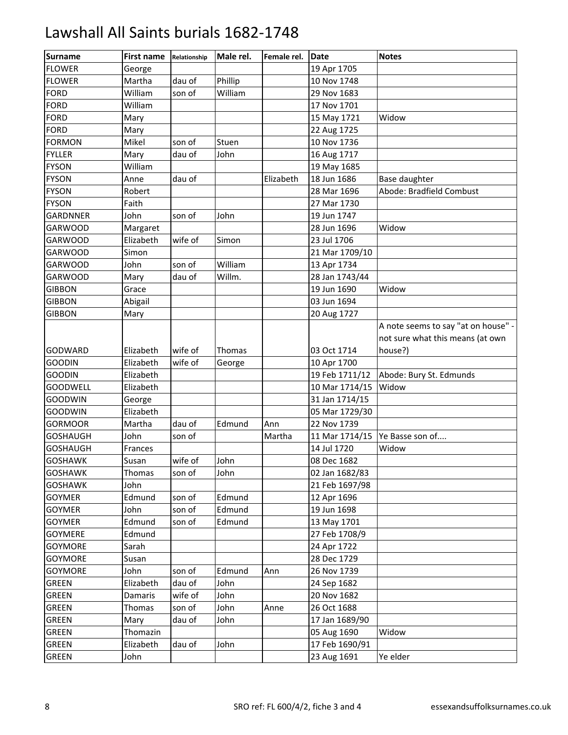# Lawshall All Saints burials 1682-1748

| Surname | First name | Relationship | Male rel. | Female rel. | Date | Notes |
|---|---|---|---|---|---|---|
| FLOWER | George | | | | 19 Apr 1705 | |
| FLOWER | Martha | dau of | Phillip | | 10 Nov 1748 | |
| FORD | William | son of | William | | 29 Nov 1683 | |
| FORD | William | | | | 17 Nov 1701 | |
| FORD | Mary | | | | 15 May 1721 | Widow |
| FORD | Mary | | | | 22 Aug 1725 | |
| FORMON | Mikel | son of | Stuen | | 10 Nov 1736 | |
| FYLLER | Mary | dau of | John | | 16 Aug 1717 | |
| FYSON | William | | | | 19 May 1685 | |
| FYSON | Anne | dau of | | Elizabeth | 18 Jun 1686 | Base daughter |
| FYSON | Robert | | | | 28 Mar 1696 | Abode: Bradfield Combust |
| FYSON | Faith | | | | 27 Mar 1730 | |
| GARDNNER | John | son of | John | | 19 Jun 1747 | |
| GARWOOD | Margaret | | | | 28 Jun 1696 | Widow |
| GARWOOD | Elizabeth | wife of | Simon | | 23 Jul 1706 | |
| GARWOOD | Simon | | | | 21 Mar 1709/10 | |
| GARWOOD | John | son of | William | | 13 Apr 1734 | |
| GARWOOD | Mary | dau of | Willm. | | 28 Jan 1743/44 | |
| GIBBON | Grace | | | | 19 Jun 1690 | Widow |
| GIBBON | Abigail | | | | 03 Jun 1694 | |
| GIBBON | Mary | | | | 20 Aug 1727 | |
| GODWARD | Elizabeth | wife of | Thomas | | 03 Oct 1714 | A note seems to say "at on house" - not sure what this means (at own house?) |
| GOODIN | Elizabeth | wife of | George | | 10 Apr 1700 | |
| GOODIN | Elizabeth | | | | 19 Feb 1711/12 | Abode: Bury St. Edmunds |
| GOODWELL | Elizabeth | | | | 10 Mar 1714/15 | Widow |
| GOODWIN | George | | | | 31 Jan 1714/15 | |
| GOODWIN | Elizabeth | | | | 05 Mar 1729/30 | |
| GORMOOR | Martha | dau of | Edmund | Ann | 22 Nov 1739 | |
| GOSHAUGH | John | son of | | Martha | 11 Mar 1714/15 | Ye Basse son of.... |
| GOSHAUGH | Frances | | | | 14 Jul 1720 | Widow |
| GOSHAWK | Susan | wife of | John | | 08 Dec 1682 | |
| GOSHAWK | Thomas | son of | John | | 02 Jan 1682/83 | |
| GOSHAWK | John | | | | 21 Feb 1697/98 | |
| GOYMER | Edmund | son of | Edmund | | 12 Apr 1696 | |
| GOYMER | John | son of | Edmund | | 19 Jun 1698 | |
| GOYMER | Edmund | son of | Edmund | | 13 May 1701 | |
| GOYMERE | Edmund | | | | 27 Feb 1708/9 | |
| GOYMORE | Sarah | | | | 24 Apr 1722 | |
| GOYMORE | Susan | | | | 28 Dec 1729 | |
| GOYMORE | John | son of | Edmund | Ann | 26 Nov 1739 | |
| GREEN | Elizabeth | dau of | John | | 24 Sep 1682 | |
| GREEN | Damaris | wife of | John | | 20 Nov 1682 | |
| GREEN | Thomas | son of | John | Anne | 26 Oct 1688 | |
| GREEN | Mary | dau of | John | | 17 Jan 1689/90 | |
| GREEN | Thomazin | | | | 05 Aug 1690 | Widow |
| GREEN | Elizabeth | dau of | John | | 17 Feb 1690/91 | |
| GREEN | John | | | | 23 Aug 1691 | Ye elder |

SRO ref: FL 600/4/2, fiche 3 and 4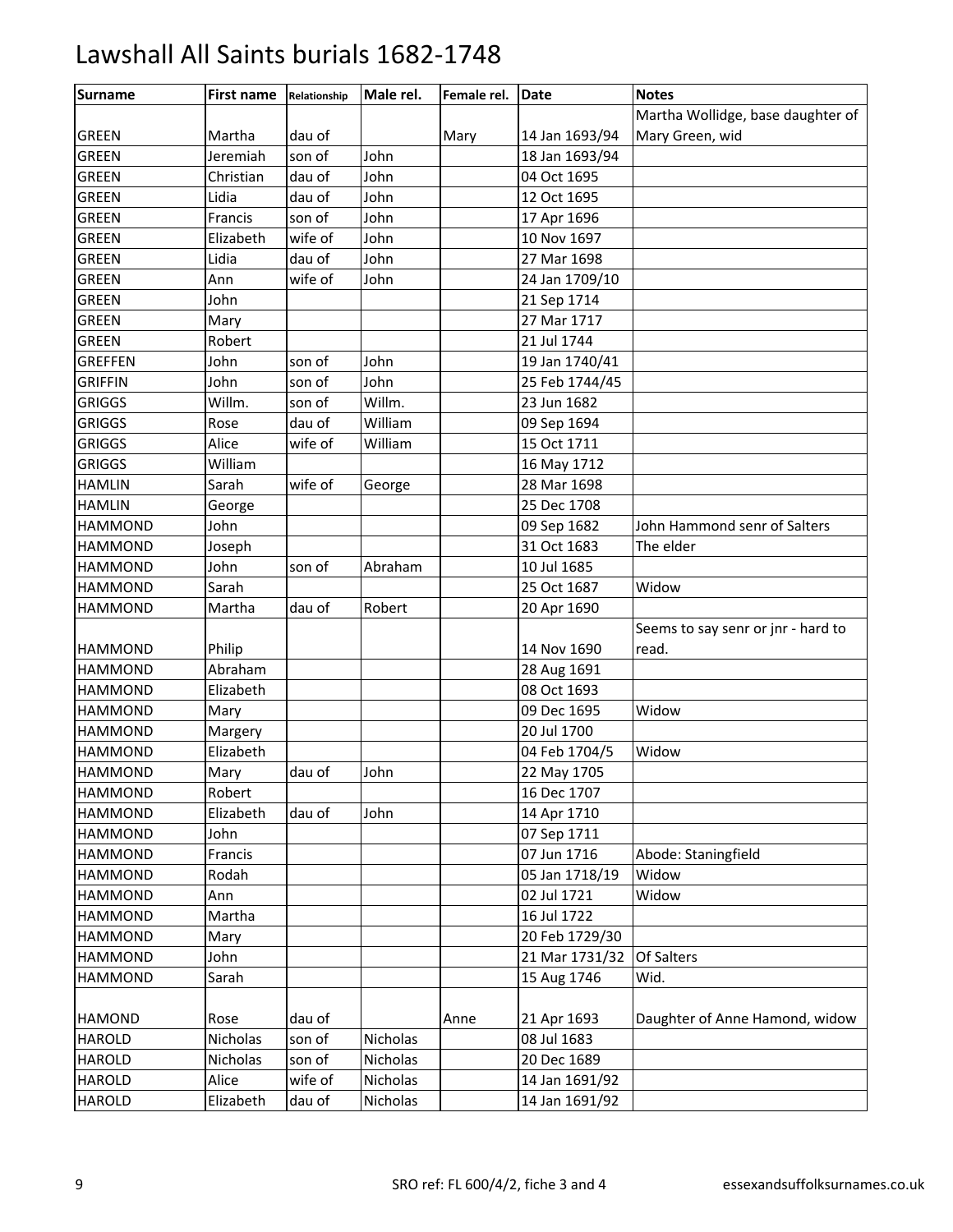# Lawshall All Saints burials 1682-1748

| Surname | First name | Relationship | Male rel. | Female rel. | Date | Notes |
|---|---|---|---|---|---|---|
| GREEN | Martha | dau of | | Mary | 14 Jan 1693/94 | Martha Wollidge, base daughter of Mary Green, wid |
| GREEN | Jeremiah | son of | John | | 18 Jan 1693/94 | |
| GREEN | Christian | dau of | John | | 04 Oct 1695 | |
| GREEN | Lidia | dau of | John | | 12 Oct 1695 | |
| GREEN | Francis | son of | John | | 17 Apr 1696 | |
| GREEN | Elizabeth | wife of | John | | 10 Nov 1697 | |
| GREEN | Lidia | dau of | John | | 27 Mar 1698 | |
| GREEN | Ann | wife of | John | | 24 Jan 1709/10 | |
| GREEN | John | | | | 21 Sep 1714 | |
| GREEN | Mary | | | | 27 Mar 1717 | |
| GREEN | Robert | | | | 21 Jul 1744 | |
| GREFFEN | John | son of | John | | 19 Jan 1740/41 | |
| GRIFFIN | John | son of | John | | 25 Feb 1744/45 | |
| GRIGGS | Willm. | son of | Willm. | | 23 Jun 1682 | |
| GRIGGS | Rose | dau of | William | | 09 Sep 1694 | |
| GRIGGS | Alice | wife of | William | | 15 Oct 1711 | |
| GRIGGS | William | | | | 16 May 1712 | |
| HAMLIN | Sarah | wife of | George | | 28 Mar 1698 | |
| HAMLIN | George | | | | 25 Dec 1708 | |
| HAMMOND | John | | | | 09 Sep 1682 | John Hammond senr of Salters |
| HAMMOND | Joseph | | | | 31 Oct 1683 | The elder |
| HAMMOND | John | son of | Abraham | | 10 Jul 1685 | |
| HAMMOND | Sarah | | | | 25 Oct 1687 | Widow |
| HAMMOND | Martha | dau of | Robert | | 20 Apr 1690 | |
| HAMMOND | Philip | | | | 14 Nov 1690 | Seems to say senr or jnr - hard to read. |
| HAMMOND | Abraham | | | | 28 Aug 1691 | |
| HAMMOND | Elizabeth | | | | 08 Oct 1693 | |
| HAMMOND | Mary | | | | 09 Dec 1695 | Widow |
| HAMMOND | Margery | | | | 20 Jul 1700 | |
| HAMMOND | Elizabeth | | | | 04 Feb 1704/5 | Widow |
| HAMMOND | Mary | dau of | John | | 22 May 1705 | |
| HAMMOND | Robert | | | | 16 Dec 1707 | |
| HAMMOND | Elizabeth | dau of | John | | 14 Apr 1710 | |
| HAMMOND | John | | | | 07 Sep 1711 | |
| HAMMOND | Francis | | | | 07 Jun 1716 | Abode: Staningfield |
| HAMMOND | Rodah | | | | 05 Jan 1718/19 | Widow |
| HAMMOND | Ann | | | | 02 Jul 1721 | Widow |
| HAMMOND | Martha | | | | 16 Jul 1722 | |
| HAMMOND | Mary | | | | 20 Feb 1729/30 | |
| HAMMOND | John | | | | 21 Mar 1731/32 | Of Salters |
| HAMMOND | Sarah | | | | 15 Aug 1746 | Wid. |
| HAMOND | Rose | dau of | | Anne | 21 Apr 1693 | Daughter of Anne Hamond, widow |
| HAROLD | Nicholas | son of | Nicholas | | 08 Jul 1683 | |
| HAROLD | Nicholas | son of | Nicholas | | 20 Dec 1689 | |
| HAROLD | Alice | wife of | Nicholas | | 14 Jan 1691/92 | |
| HAROLD | Elizabeth | dau of | Nicholas | | 14 Jan 1691/92 | |

SRO ref: FL 600/4/2, fiche 3 and 4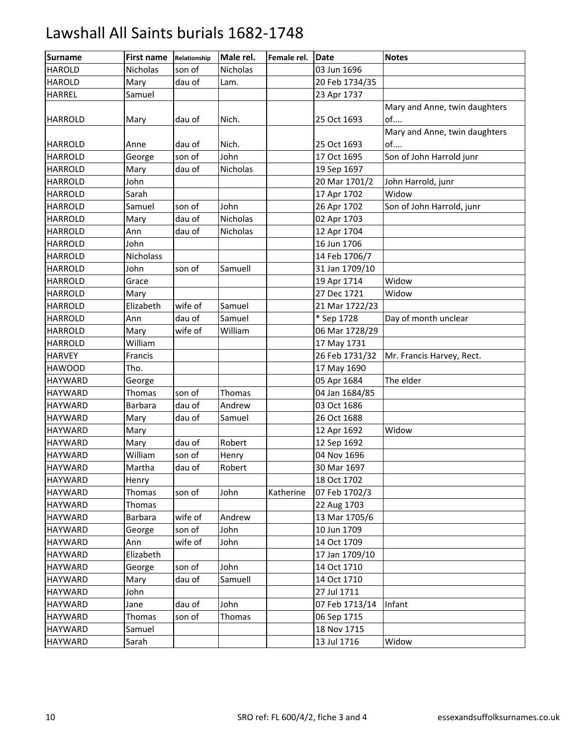# Lawshall All Saints burials 1682-1748

| Surname | First name | Relationship | Male rel. | Female rel. | Date | Notes |
|---|---|---|---|---|---|---|
| HAROLD | Nicholas | son of | Nicholas | | 03 Jun 1696 | |
| HAROLD | Mary | dau of | Lam. | | 20 Feb 1734/35 | |
| HARREL | Samuel | | | | 23 Apr 1737 | |
| HARROLD | Mary | dau of | Nich. | | 25 Oct 1693 | Mary and Anne, twin daughters of.... |
| HARROLD | Anne | dau of | Nich. | | 25 Oct 1693 | Mary and Anne, twin daughters of.... |
| HARROLD | George | son of | John | | 17 Oct 1695 | Son of John Harrold junr |
| HARROLD | Mary | dau of | Nicholas | | 19 Sep 1697 | |
| HARROLD | John | | | | 20 Mar 1701/2 | John Harrold, junr |
| HARROLD | Sarah | | | | 17 Apr 1702 | Widow |
| HARROLD | Samuel | son of | John | | 26 Apr 1702 | Son of John Harrold, junr |
| HARROLD | Mary | dau of | Nicholas | | 02 Apr 1703 | |
| HARROLD | Ann | dau of | Nicholas | | 12 Apr 1704 | |
| HARROLD | John | | | | 16 Jun 1706 | |
| HARROLD | Nicholass | | | | 14 Feb 1706/7 | |
| HARROLD | John | son of | Samuell | | 31 Jan 1709/10 | |
| HARROLD | Grace | | | | 19 Apr 1714 | Widow |
| HARROLD | Mary | | | | 27 Dec 1721 | Widow |
| HARROLD | Elizabeth | wife of | Samuel | | 21 Mar 1722/23 | |
| HARROLD | Ann | dau of | Samuel | | * Sep 1728 | Day of month unclear |
| HARROLD | Mary | wife of | William | | 06 Mar 1728/29 | |
| HARROLD | William | | | | 17 May 1731 | |
| HARVEY | Francis | | | | 26 Feb 1731/32 | Mr. Francis Harvey, Rect. |
| HAWOOD | Tho. | | | | 17 May 1690 | |
| HAYWARD | George | | | | 05 Apr 1684 | The elder |
| HAYWARD | Thomas | son of | Thomas | | 04 Jan 1684/85 | |
| HAYWARD | Barbara | dau of | Andrew | | 03 Oct 1686 | |
| HAYWARD | Mary | dau of | Samuel | | 26 Oct 1688 | |
| HAYWARD | Mary | | | | 12 Apr 1692 | Widow |
| HAYWARD | Mary | dau of | Robert | | 12 Sep 1692 | |
| HAYWARD | William | son of | Henry | | 04 Nov 1696 | |
| HAYWARD | Martha | dau of | Robert | | 30 Mar 1697 | |
| HAYWARD | Henry | | | | 18 Oct 1702 | |
| HAYWARD | Thomas | son of | John | Katherine | 07 Feb 1702/3 | |
| HAYWARD | Thomas | | | | 22 Aug 1703 | |
| HAYWARD | Barbara | wife of | Andrew | | 13 Mar 1705/6 | |
| HAYWARD | George | son of | John | | 10 Jun 1709 | |
| HAYWARD | Ann | wife of | John | | 14 Oct 1709 | |
| HAYWARD | Elizabeth | | | | 17 Jan 1709/10 | |
| HAYWARD | George | son of | John | | 14 Oct 1710 | |
| HAYWARD | Mary | dau of | Samuell | | 14 Oct 1710 | |
| HAYWARD | John | | | | 27 Jul 1711 | |
| HAYWARD | Jane | dau of | John | | 07 Feb 1713/14 | Infant |
| HAYWARD | Thomas | son of | Thomas | | 06 Sep 1715 | |
| HAYWARD | Samuel | | | | 18 Nov 1715 | |
| HAYWARD | Sarah | | | | 13 Jul 1716 | Widow |

SRO ref: FL 600/4/2, fiche 3 and 4 essexandsuffolksurnames.co.uk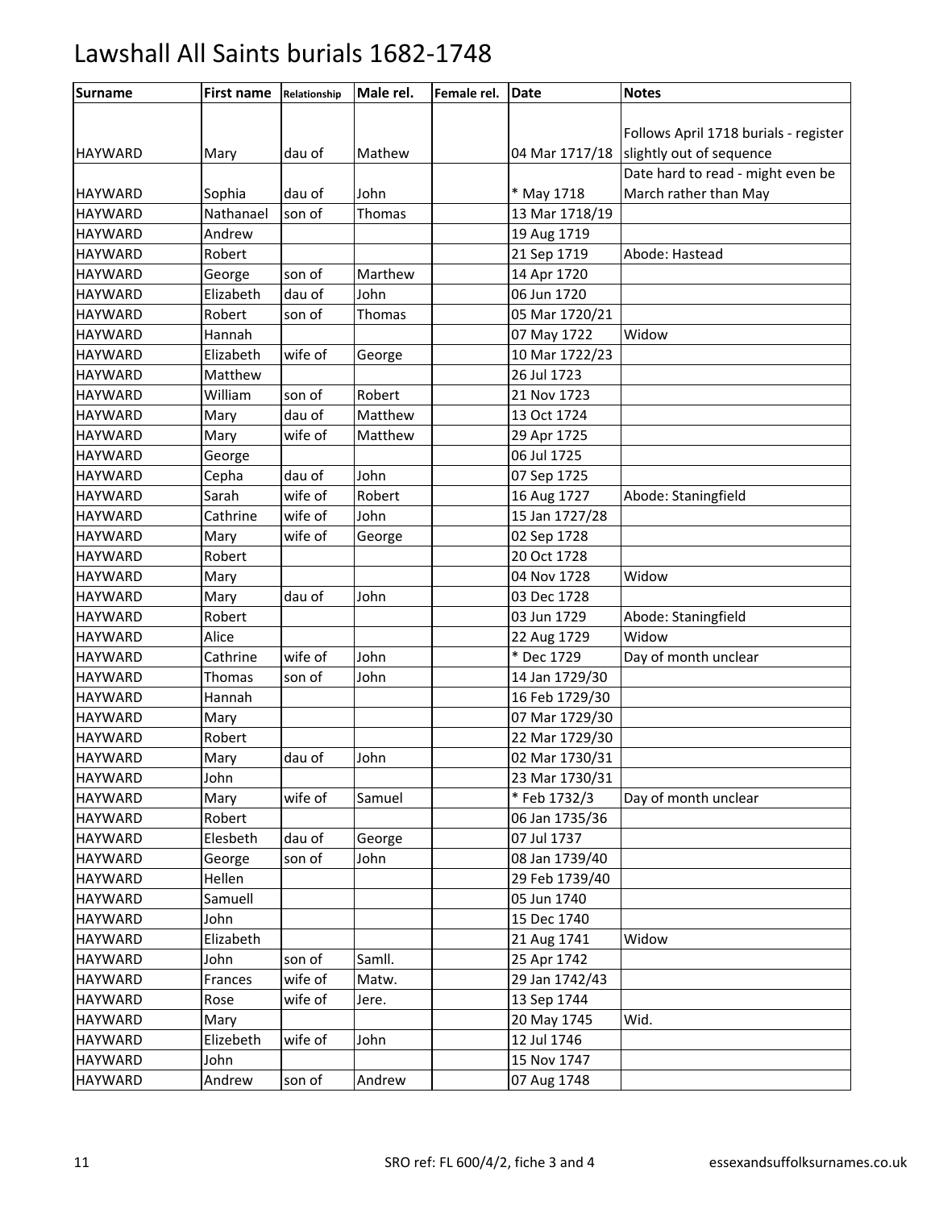# Lawshall All Saints burials 1682-1748

| Surname | First name | Relationship | Male rel. | Female rel. | Date | Notes |
|---|---|---|---|---|---|---|
| HAYWARD | Mary | dau of | Mathew | | 04 Mar 1717/18 | Follows April 1718 burials - register slightly out of sequence |
| HAYWARD | Sophia | dau of | John | | * May 1718 | Date hard to read - might even be March rather than May |
| HAYWARD | Nathanael | son of | Thomas | | 13 Mar 1718/19 | |
| HAYWARD | Andrew | | | | 19 Aug 1719 | |
| HAYWARD | Robert | | | | 21 Sep 1719 | Abode: Hastead |
| HAYWARD | George | son of | Marthew | | 14 Apr 1720 | |
| HAYWARD | Elizabeth | dau of | John | | 06 Jun 1720 | |
| HAYWARD | Robert | son of | Thomas | | 05 Mar 1720/21 | |
| HAYWARD | Hannah | | | | 07 May 1722 | Widow |
| HAYWARD | Elizabeth | wife of | George | | 10 Mar 1722/23 | |
| HAYWARD | Matthew | | | | 26 Jul 1723 | |
| HAYWARD | William | son of | Robert | | 21 Nov 1723 | |
| HAYWARD | Mary | dau of | Matthew | | 13 Oct 1724 | |
| HAYWARD | Mary | wife of | Matthew | | 29 Apr 1725 | |
| HAYWARD | George | | | | 06 Jul 1725 | |
| HAYWARD | Cepha | dau of | John | | 07 Sep 1725 | |
| HAYWARD | Sarah | wife of | Robert | | 16 Aug 1727 | Abode: Staningfield |
| HAYWARD | Cathrine | wife of | John | | 15 Jan 1727/28 | |
| HAYWARD | Mary | wife of | George | | 02 Sep 1728 | |
| HAYWARD | Robert | | | | 20 Oct 1728 | |
| HAYWARD | Mary | | | | 04 Nov 1728 | Widow |
| HAYWARD | Mary | dau of | John | | 03 Dec 1728 | |
| HAYWARD | Robert | | | | 03 Jun 1729 | Abode: Staningfield |
| HAYWARD | Alice | | | | 22 Aug 1729 | Widow |
| HAYWARD | Cathrine | wife of | John | | * Dec 1729 | Day of month unclear |
| HAYWARD | Thomas | son of | John | | 14 Jan 1729/30 | |
| HAYWARD | Hannah | | | | 16 Feb 1729/30 | |
| HAYWARD | Mary | | | | 07 Mar 1729/30 | |
| HAYWARD | Robert | | | | 22 Mar 1729/30 | |
| HAYWARD | Mary | dau of | John | | 02 Mar 1730/31 | |
| HAYWARD | John | | | | 23 Mar 1730/31 | |
| HAYWARD | Mary | wife of | Samuel | | * Feb 1732/3 | Day of month unclear |
| HAYWARD | Robert | | | | 06 Jan 1735/36 | |
| HAYWARD | Elesbeth | dau of | George | | 07 Jul 1737 | |
| HAYWARD | George | son of | John | | 08 Jan 1739/40 | |
| HAYWARD | Hellen | | | | 29 Feb 1739/40 | |
| HAYWARD | Samuell | | | | 05 Jun 1740 | |
| HAYWARD | John | | | | 15 Dec 1740 | |
| HAYWARD | Elizabeth | | | | 21 Aug 1741 | Widow |
| HAYWARD | John | son of | Samll. | | 25 Apr 1742 | |
| HAYWARD | Frances | wife of | Matw. | | 29 Jan 1742/43 | |
| HAYWARD | Rose | wife of | Jere. | | 13 Sep 1744 | |
| HAYWARD | Mary | | | | 20 May 1745 | Wid. |
| HAYWARD | Elizebeth | wife of | John | | 12 Jul 1746 | |
| HAYWARD | John | | | | 15 Nov 1747 | |
| HAYWARD | Andrew | son of | Andrew | | 07 Aug 1748 | |

SRO ref: FL 600/4/2, fiche 3 and 4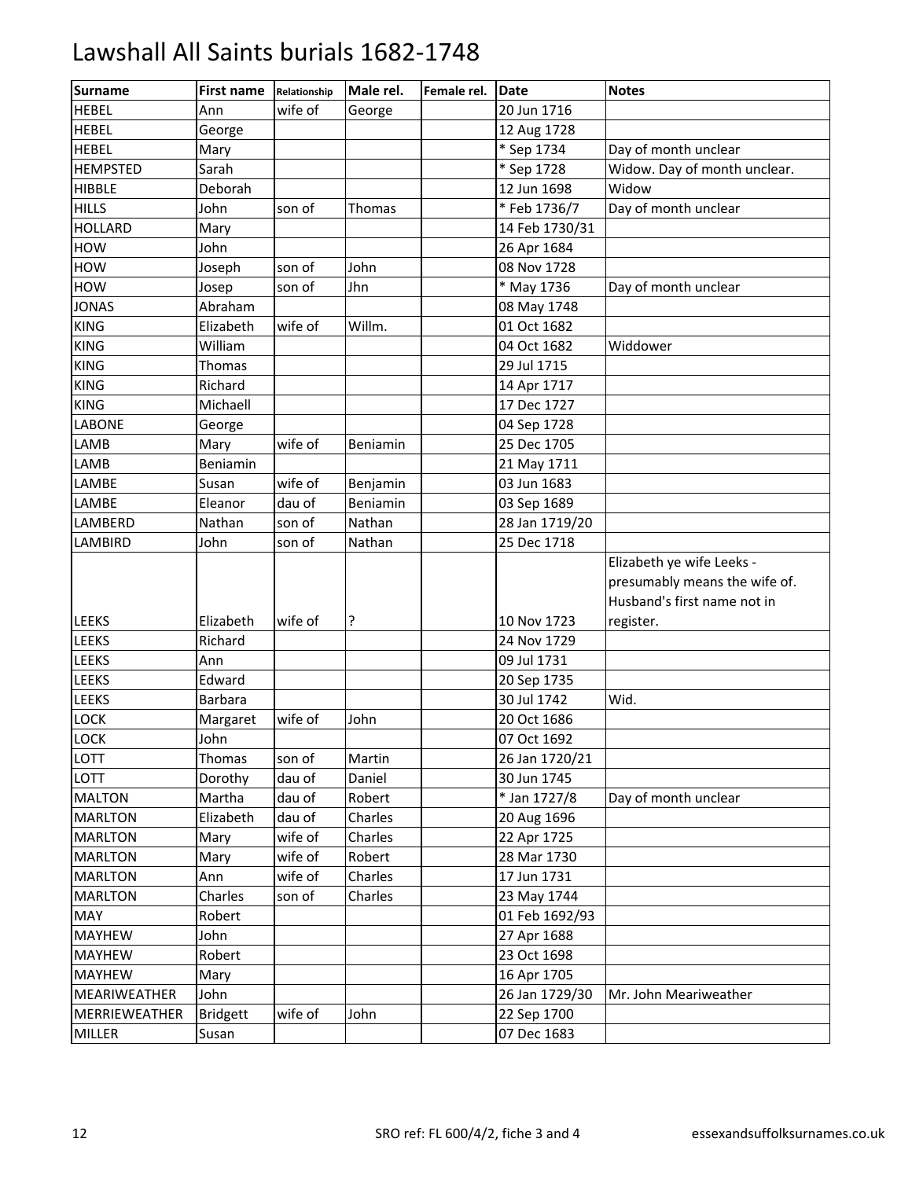# Lawshall All Saints burials 1682-1748

| Surname | First name | Relationship | Male rel. | Female rel. | Date | Notes |
|---|---|---|---|---|---|---|
| HEBEL | Ann | wife of | George | | 20 Jun 1716 | |
| HEBEL | George | | | | 12 Aug 1728 | |
| HEBEL | Mary | | | | * Sep 1734 | Day of month unclear |
| HEMPSTED | Sarah | | | | * Sep 1728 | Widow. Day of month unclear. |
| HIBBLE | Deborah | | | | 12 Jun 1698 | Widow |
| HILLS | John | son of | Thomas | | * Feb 1736/7 | Day of month unclear |
| HOLLARD | Mary | | | | 14 Feb 1730/31 | |
| HOW | John | | | | 26 Apr 1684 | |
| HOW | Joseph | son of | John | | 08 Nov 1728 | |
| HOW | Josep | son of | Jhn | | * May 1736 | Day of month unclear |
| JONAS | Abraham | | | | 08 May 1748 | |
| KING | Elizabeth | wife of | Willm. | | 01 Oct 1682 | |
| KING | William | | | | 04 Oct 1682 | Widdower |
| KING | Thomas | | | | 29 Jul 1715 | |
| KING | Richard | | | | 14 Apr 1717 | |
| KING | Michaell | | | | 17 Dec 1727 | |
| LABONE | George | | | | 04 Sep 1728 | |
| LAMB | Mary | wife of | Beniamin | | 25 Dec 1705 | |
| LAMB | Beniamin | | | | 21 May 1711 | |
| LAMBE | Susan | wife of | Benjamin | | 03 Jun 1683 | |
| LAMBE | Eleanor | dau of | Beniamin | | 03 Sep 1689 | |
| LAMBERD | Nathan | son of | Nathan | | 28 Jan 1719/20 | |
| LAMBIRD | John | son of | Nathan | | 25 Dec 1718 | |
| LEEKS | Elizabeth | wife of | ? | | 10 Nov 1723 | Elizabeth ye wife Leeks - presumably means the wife of. Husband's first name not in register. |
| LEEKS | Richard | | | | 24 Nov 1729 | |
| LEEKS | Ann | | | | 09 Jul 1731 | |
| LEEKS | Edward | | | | 20 Sep 1735 | |
| LEEKS | Barbara | | | | 30 Jul 1742 | Wid. |
| LOCK | Margaret | wife of | John | | 20 Oct 1686 | |
| LOCK | John | | | | 07 Oct 1692 | |
| LOTT | Thomas | son of | Martin | | 26 Jan 1720/21 | |
| LOTT | Dorothy | dau of | Daniel | | 30 Jun 1745 | |
| MALTON | Martha | dau of | Robert | | * Jan 1727/8 | Day of month unclear |
| MARLTON | Elizabeth | dau of | Charles | | 20 Aug 1696 | |
| MARLTON | Mary | wife of | Charles | | 22 Apr 1725 | |
| MARLTON | Mary | wife of | Robert | | 28 Mar 1730 | |
| MARLTON | Ann | wife of | Charles | | 17 Jun 1731 | |
| MARLTON | Charles | son of | Charles | | 23 May 1744 | |
| MAY | Robert | | | | 01 Feb 1692/93 | |
| MAYHEW | John | | | | 27 Apr 1688 | |
| MAYHEW | Robert | | | | 23 Oct 1698 | |
| MAYHEW | Mary | | | | 16 Apr 1705 | |
| MEARIWEATHER | John | | | | 26 Jan 1729/30 | Mr. John Meariweather |
| MERRIEWEATHER | Bridgett | wife of | John | | 22 Sep 1700 | |
| MILLER | Susan | | | | 07 Dec 1683 | |

SRO ref: FL 600/4/2, fiche 3 and 4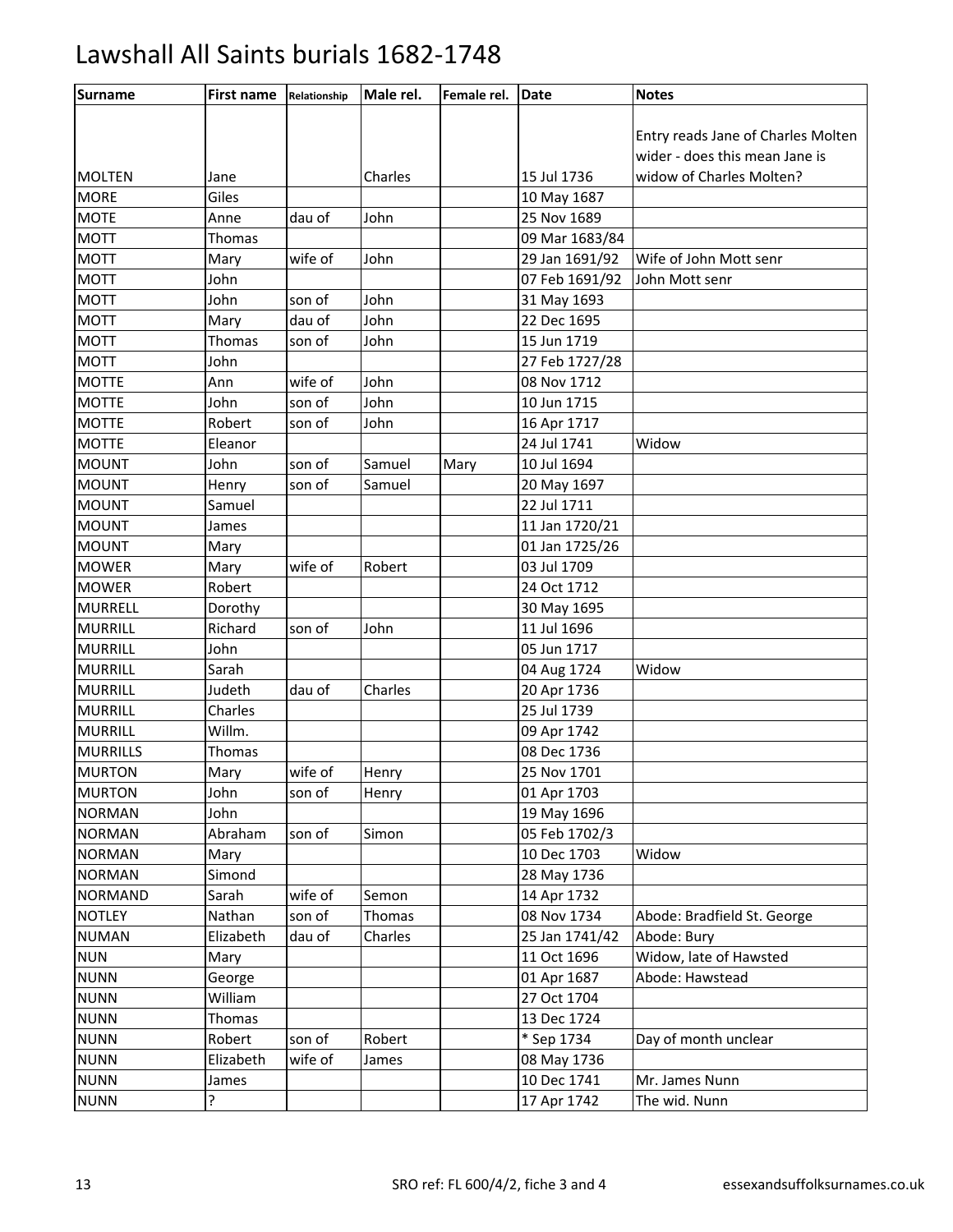# Lawshall All Saints burials 1682-1748

| Surname | First name | Relationship | Male rel. | Female rel. | Date | Notes |
|---|---|---|---|---|---|---|
| MOLTEN | Jane | | Charles | | 15 Jul 1736 | Entry reads Jane of Charles Molten wider - does this mean Jane is widow of Charles Molten? |
| MORE | Giles | | | | 10 May 1687 | |
| MOTE | Anne | dau of | John | | 25 Nov 1689 | |
| MOTT | Thomas | | | | 09 Mar 1683/84 | |
| MOTT | Mary | wife of | John | | 29 Jan 1691/92 | Wife of John Mott senr |
| MOTT | John | | | | 07 Feb 1691/92 | John Mott senr |
| MOTT | John | son of | John | | 31 May 1693 | |
| MOTT | Mary | dau of | John | | 22 Dec 1695 | |
| MOTT | Thomas | son of | John | | 15 Jun 1719 | |
| MOTT | John | | | | 27 Feb 1727/28 | |
| MOTTE | Ann | wife of | John | | 08 Nov 1712 | |
| MOTTE | John | son of | John | | 10 Jun 1715 | |
| MOTTE | Robert | son of | John | | 16 Apr 1717 | |
| MOTTE | Eleanor | | | | 24 Jul 1741 | Widow |
| MOUNT | John | son of | Samuel | Mary | 10 Jul 1694 | |
| MOUNT | Henry | son of | Samuel | | 20 May 1697 | |
| MOUNT | Samuel | | | | 22 Jul 1711 | |
| MOUNT | James | | | | 11 Jan 1720/21 | |
| MOUNT | Mary | | | | 01 Jan 1725/26 | |
| MOWER | Mary | wife of | Robert | | 03 Jul 1709 | |
| MOWER | Robert | | | | 24 Oct 1712 | |
| MURRELL | Dorothy | | | | 30 May 1695 | |
| MURRILL | Richard | son of | John | | 11 Jul 1696 | |
| MURRILL | John | | | | 05 Jun 1717 | |
| MURRILL | Sarah | | | | 04 Aug 1724 | Widow |
| MURRILL | Judeth | dau of | Charles | | 20 Apr 1736 | |
| MURRILL | Charles | | | | 25 Jul 1739 | |
| MURRILL | Willm. | | | | 09 Apr 1742 | |
| MURRILLS | Thomas | | | | 08 Dec 1736 | |
| MURTON | Mary | wife of | Henry | | 25 Nov 1701 | |
| MURTON | John | son of | Henry | | 01 Apr 1703 | |
| NORMAN | John | | | | 19 May 1696 | |
| NORMAN | Abraham | son of | Simon | | 05 Feb 1702/3 | |
| NORMAN | Mary | | | | 10 Dec 1703 | Widow |
| NORMAN | Simond | | | | 28 May 1736 | |
| NORMAND | Sarah | wife of | Semon | | 14 Apr 1732 | |
| NOTLEY | Nathan | son of | Thomas | | 08 Nov 1734 | Abode: Bradfield St. George |
| NUMAN | Elizabeth | dau of | Charles | | 25 Jan 1741/42 | Abode: Bury |
| NUN | Mary | | | | 11 Oct 1696 | Widow, late of Hawsted |
| NUNN | George | | | | 01 Apr 1687 | Abode: Hawstead |
| NUNN | William | | | | 27 Oct 1704 | |
| NUNN | Thomas | | | | 13 Dec 1724 | |
| NUNN | Robert | son of | Robert | | * Sep 1734 | Day of month unclear |
| NUNN | Elizabeth | wife of | James | | 08 May 1736 | |
| NUNN | James | | | | 10 Dec 1741 | Mr. James Nunn |
| NUNN | ? | | | | 17 Apr 1742 | The wid. Nunn |

SRO ref: FL 600/4/2, fiche 3 and 4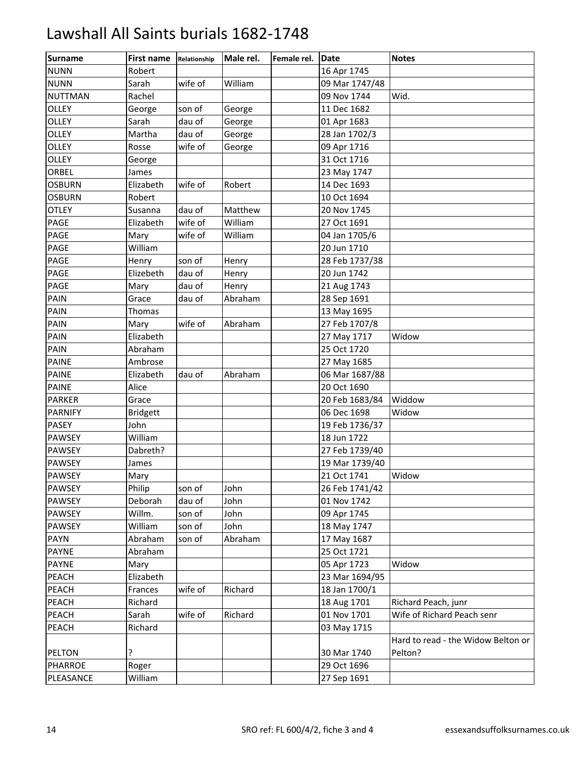# Lawshall All Saints burials 1682-1748

| Surname | First name | Relationship | Male rel. | Female rel. | Date | Notes |
|---|---|---|---|---|---|---|
| NUNN | Robert | | | | 16 Apr 1745 | |
| NUNN | Sarah | wife of | William | | 09 Mar 1747/48 | |
| NUTTMAN | Rachel | | | | 09 Nov 1744 | Wid. |
| OLLEY | George | son of | George | | 11 Dec 1682 | |
| OLLEY | Sarah | dau of | George | | 01 Apr 1683 | |
| OLLEY | Martha | dau of | George | | 28 Jan 1702/3 | |
| OLLEY | Rosse | wife of | George | | 09 Apr 1716 | |
| OLLEY | George | | | | 31 Oct 1716 | |
| ORBEL | James | | | | 23 May 1747 | |
| OSBURN | Elizabeth | wife of | Robert | | 14 Dec 1693 | |
| OSBURN | Robert | | | | 10 Oct 1694 | |
| OTLEY | Susanna | dau of | Matthew | | 20 Nov 1745 | |
| PAGE | Elizabeth | wife of | William | | 27 Oct 1691 | |
| PAGE | Mary | wife of | William | | 04 Jan 1705/6 | |
| PAGE | William | | | | 20 Jun 1710 | |
| PAGE | Henry | son of | Henry | | 28 Feb 1737/38 | |
| PAGE | Elizebeth | dau of | Henry | | 20 Jun 1742 | |
| PAGE | Mary | dau of | Henry | | 21 Aug 1743 | |
| PAIN | Grace | dau of | Abraham | | 28 Sep 1691 | |
| PAIN | Thomas | | | | 13 May 1695 | |
| PAIN | Mary | wife of | Abraham | | 27 Feb 1707/8 | |
| PAIN | Elizabeth | | | | 27 May 1717 | Widow |
| PAIN | Abraham | | | | 25 Oct 1720 | |
| PAINE | Ambrose | | | | 27 May 1685 | |
| PAINE | Elizabeth | dau of | Abraham | | 06 Mar 1687/88 | |
| PAINE | Alice | | | | 20 Oct 1690 | |
| PARKER | Grace | | | | 20 Feb 1683/84 | Widdow |
| PARNIFY | Bridgett | | | | 06 Dec 1698 | Widow |
| PASEY | John | | | | 19 Feb 1736/37 | |
| PAWSEY | William | | | | 18 Jun 1722 | |
| PAWSEY | Dabreth? | | | | 27 Feb 1739/40 | |
| PAWSEY | James | | | | 19 Mar 1739/40 | |
| PAWSEY | Mary | | | | 21 Oct 1741 | Widow |
| PAWSEY | Philip | son of | John | | 26 Feb 1741/42 | |
| PAWSEY | Deborah | dau of | John | | 01 Nov 1742 | |
| PAWSEY | Willm. | son of | John | | 09 Apr 1745 | |
| PAWSEY | William | son of | John | | 18 May 1747 | |
| PAYN | Abraham | son of | Abraham | | 17 May 1687 | |
| PAYNE | Abraham | | | | 25 Oct 1721 | |
| PAYNE | Mary | | | | 05 Apr 1723 | Widow |
| PEACH | Elizabeth | | | | 23 Mar 1694/95 | |
| PEACH | Frances | wife of | Richard | | 18 Jan 1700/1 | |
| PEACH | Richard | | | | 18 Aug 1701 | Richard Peach, junr |
| PEACH | Sarah | wife of | Richard | | 01 Nov 1701 | Wife of Richard Peach senr |
| PEACH | Richard | | | | 03 May 1715 | |
| PELTON | ? | | | | 30 Mar 1740 | Hard to read - the Widow Belton or Pelton? |
| PHARROE | Roger | | | | 29 Oct 1696 | |
| PLEASANCE | William | | | | 27 Sep 1691 | |

SRO ref: FL 600/4/2, fiche 3 and 4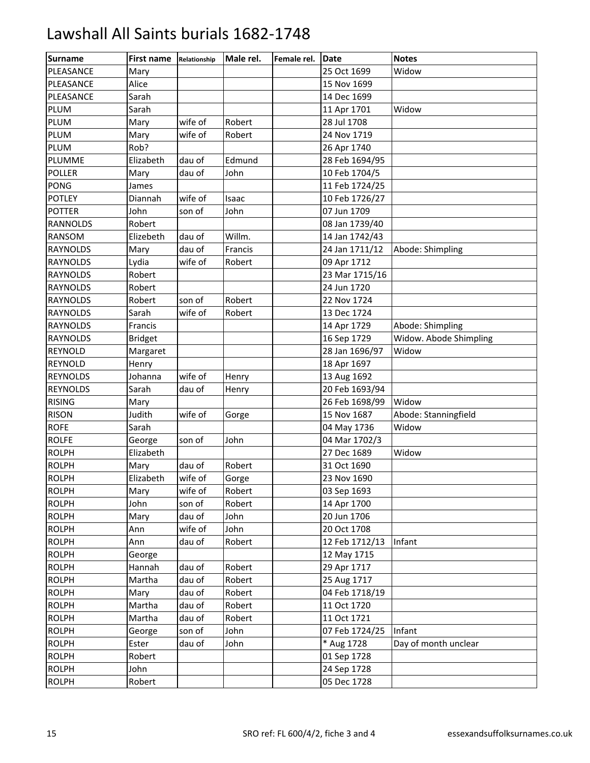# Lawshall All Saints burials 1682-1748

| Surname | First name | Relationship | Male rel. | Female rel. | Date | Notes |
|---|---|---|---|---|---|---|
| PLEASANCE | Mary | | | | 25 Oct 1699 | Widow |
| PLEASANCE | Alice | | | | 15 Nov 1699 | |
| PLEASANCE | Sarah | | | | 14 Dec 1699 | |
| PLUM | Sarah | | | | 11 Apr 1701 | Widow |
| PLUM | Mary | wife of | Robert | | 28 Jul 1708 | |
| PLUM | Mary | wife of | Robert | | 24 Nov 1719 | |
| PLUM | Rob? | | | | 26 Apr 1740 | |
| PLUMME | Elizabeth | dau of | Edmund | | 28 Feb 1694/95 | |
| POLLER | Mary | dau of | John | | 10 Feb 1704/5 | |
| PONG | James | | | | 11 Feb 1724/25 | |
| POTLEY | Diannah | wife of | Isaac | | 10 Feb 1726/27 | |
| POTTER | John | son of | John | | 07 Jun 1709 | |
| RANNOLDS | Robert | | | | 08 Jan 1739/40 | |
| RANSOM | Elizebeth | dau of | Willm. | | 14 Jan 1742/43 | |
| RAYNOLDS | Mary | dau of | Francis | | 24 Jan 1711/12 | Abode: Shimpling |
| RAYNOLDS | Lydia | wife of | Robert | | 09 Apr 1712 | |
| RAYNOLDS | Robert | | | | 23 Mar 1715/16 | |
| RAYNOLDS | Robert | | | | 24 Jun 1720 | |
| RAYNOLDS | Robert | son of | Robert | | 22 Nov 1724 | |
| RAYNOLDS | Sarah | wife of | Robert | | 13 Dec 1724 | |
| RAYNOLDS | Francis | | | | 14 Apr 1729 | Abode: Shimpling |
| RAYNOLDS | Bridget | | | | 16 Sep 1729 | Widow. Abode Shimpling |
| REYNOLD | Margaret | | | | 28 Jan 1696/97 | Widow |
| REYNOLD | Henry | | | | 18 Apr 1697 | |
| REYNOLDS | Johanna | wife of | Henry | | 13 Aug 1692 | |
| REYNOLDS | Sarah | dau of | Henry | | 20 Feb 1693/94 | |
| RISING | Mary | | | | 26 Feb 1698/99 | Widow |
| RISON | Judith | wife of | Gorge | | 15 Nov 1687 | Abode: Stanningfield |
| ROFE | Sarah | | | | 04 May 1736 | Widow |
| ROLFE | George | son of | John | | 04 Mar 1702/3 | |
| ROLPH | Elizabeth | | | | 27 Dec 1689 | Widow |
| ROLPH | Mary | dau of | Robert | | 31 Oct 1690 | |
| ROLPH | Elizabeth | wife of | Gorge | | 23 Nov 1690 | |
| ROLPH | Mary | wife of | Robert | | 03 Sep 1693 | |
| ROLPH | John | son of | Robert | | 14 Apr 1700 | |
| ROLPH | Mary | dau of | John | | 20 Jun 1706 | |
| ROLPH | Ann | wife of | John | | 20 Oct 1708 | |
| ROLPH | Ann | dau of | Robert | | 12 Feb 1712/13 | Infant |
| ROLPH | George | | | | 12 May 1715 | |
| ROLPH | Hannah | dau of | Robert | | 29 Apr 1717 | |
| ROLPH | Martha | dau of | Robert | | 25 Aug 1717 | |
| ROLPH | Mary | dau of | Robert | | 04 Feb 1718/19 | |
| ROLPH | Martha | dau of | Robert | | 11 Oct 1720 | |
| ROLPH | Martha | dau of | Robert | | 11 Oct 1721 | |
| ROLPH | George | son of | John | | 07 Feb 1724/25 | Infant |
| ROLPH | Ester | dau of | John | | * Aug 1728 | Day of month unclear |
| ROLPH | Robert | | | | 01 Sep 1728 | |
| ROLPH | John | | | | 24 Sep 1728 | |
| ROLPH | Robert | | | | 05 Dec 1728 | |

SRO ref: FL 600/4/2, fiche 3 and 4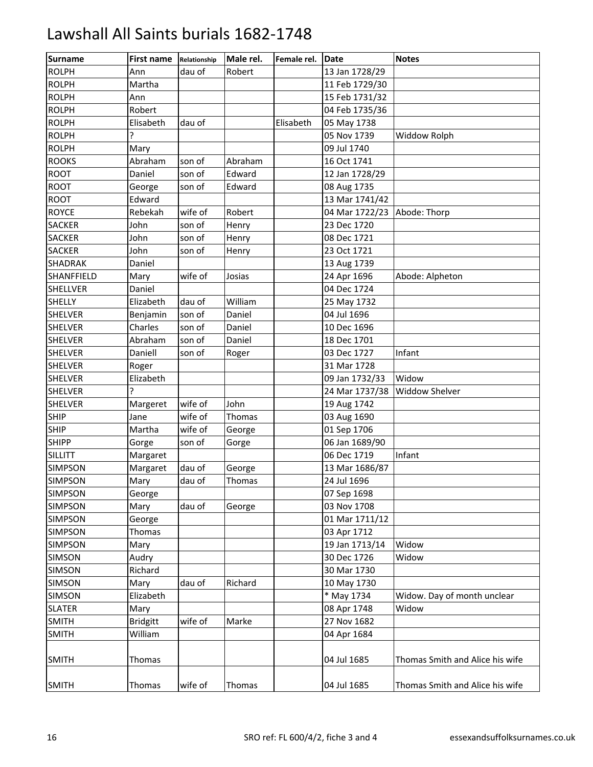# Lawshall All Saints burials 1682-1748

| Surname | First name | Relationship | Male rel. | Female rel. | Date | Notes |
|---|---|---|---|---|---|---|
| ROLPH | Ann | dau of | Robert | | 13 Jan 1728/29 | |
| ROLPH | Martha | | | | 11 Feb 1729/30 | |
| ROLPH | Ann | | | | 15 Feb 1731/32 | |
| ROLPH | Robert | | | | 04 Feb 1735/36 | |
| ROLPH | Elisabeth | dau of | | Elisabeth | 05 May 1738 | |
| ROLPH | ? | | | | 05 Nov 1739 | Widdow Rolph |
| ROLPH | Mary | | | | 09 Jul 1740 | |
| ROOKS | Abraham | son of | Abraham | | 16 Oct 1741 | |
| ROOT | Daniel | son of | Edward | | 12 Jan 1728/29 | |
| ROOT | George | son of | Edward | | 08 Aug 1735 | |
| ROOT | Edward | | | | 13 Mar 1741/42 | |
| ROYCE | Rebekah | wife of | Robert | | 04 Mar 1722/23 | Abode: Thorp |
| SACKER | John | son of | Henry | | 23 Dec 1720 | |
| SACKER | John | son of | Henry | | 08 Dec 1721 | |
| SACKER | John | son of | Henry | | 23 Oct 1721 | |
| SHADRAK | Daniel | | | | 13 Aug 1739 | |
| SHANFFIELD | Mary | wife of | Josias | | 24 Apr 1696 | Abode: Alpheton |
| SHELLVER | Daniel | | | | 04 Dec 1724 | |
| SHELLY | Elizabeth | dau of | William | | 25 May 1732 | |
| SHELVER | Benjamin | son of | Daniel | | 04 Jul 1696 | |
| SHELVER | Charles | son of | Daniel | | 10 Dec 1696 | |
| SHELVER | Abraham | son of | Daniel | | 18 Dec 1701 | |
| SHELVER | Daniell | son of | Roger | | 03 Dec 1727 | Infant |
| SHELVER | Roger | | | | 31 Mar 1728 | |
| SHELVER | Elizabeth | | | | 09 Jan 1732/33 | Widow |
| SHELVER | ? | | | | 24 Mar 1737/38 | Widdow Shelver |
| SHELVER | Margeret | wife of | John | | 19 Aug 1742 | |
| SHIP | Jane | wife of | Thomas | | 03 Aug 1690 | |
| SHIP | Martha | wife of | George | | 01 Sep 1706 | |
| SHIPP | Gorge | son of | Gorge | | 06 Jan 1689/90 | |
| SILLITT | Margaret | | | | 06 Dec 1719 | Infant |
| SIMPSON | Margaret | dau of | George | | 13 Mar 1686/87 | |
| SIMPSON | Mary | dau of | Thomas | | 24 Jul 1696 | |
| SIMPSON | George | | | | 07 Sep 1698 | |
| SIMPSON | Mary | dau of | George | | 03 Nov 1708 | |
| SIMPSON | George | | | | 01 Mar 1711/12 | |
| SIMPSON | Thomas | | | | 03 Apr 1712 | |
| SIMPSON | Mary | | | | 19 Jan 1713/14 | Widow |
| SIMSON | Audry | | | | 30 Dec 1726 | Widow |
| SIMSON | Richard | | | | 30 Mar 1730 | |
| SIMSON | Mary | dau of | Richard | | 10 May 1730 | |
| SIMSON | Elizabeth | | | | * May 1734 | Widow. Day of month unclear |
| SLATER | Mary | | | | 08 Apr 1748 | Widow |
| SMITH | Bridgitt | wife of | Marke | | 27 Nov 1682 | |
| SMITH | William | | | | 04 Apr 1684 | |
| SMITH | Thomas | | | | 04 Jul 1685 | Thomas Smith and Alice his wife |
| SMITH | Thomas | wife of | Thomas | | 04 Jul 1685 | Thomas Smith and Alice his wife |

SRO ref: FL 600/4/2, fiche 3 and 4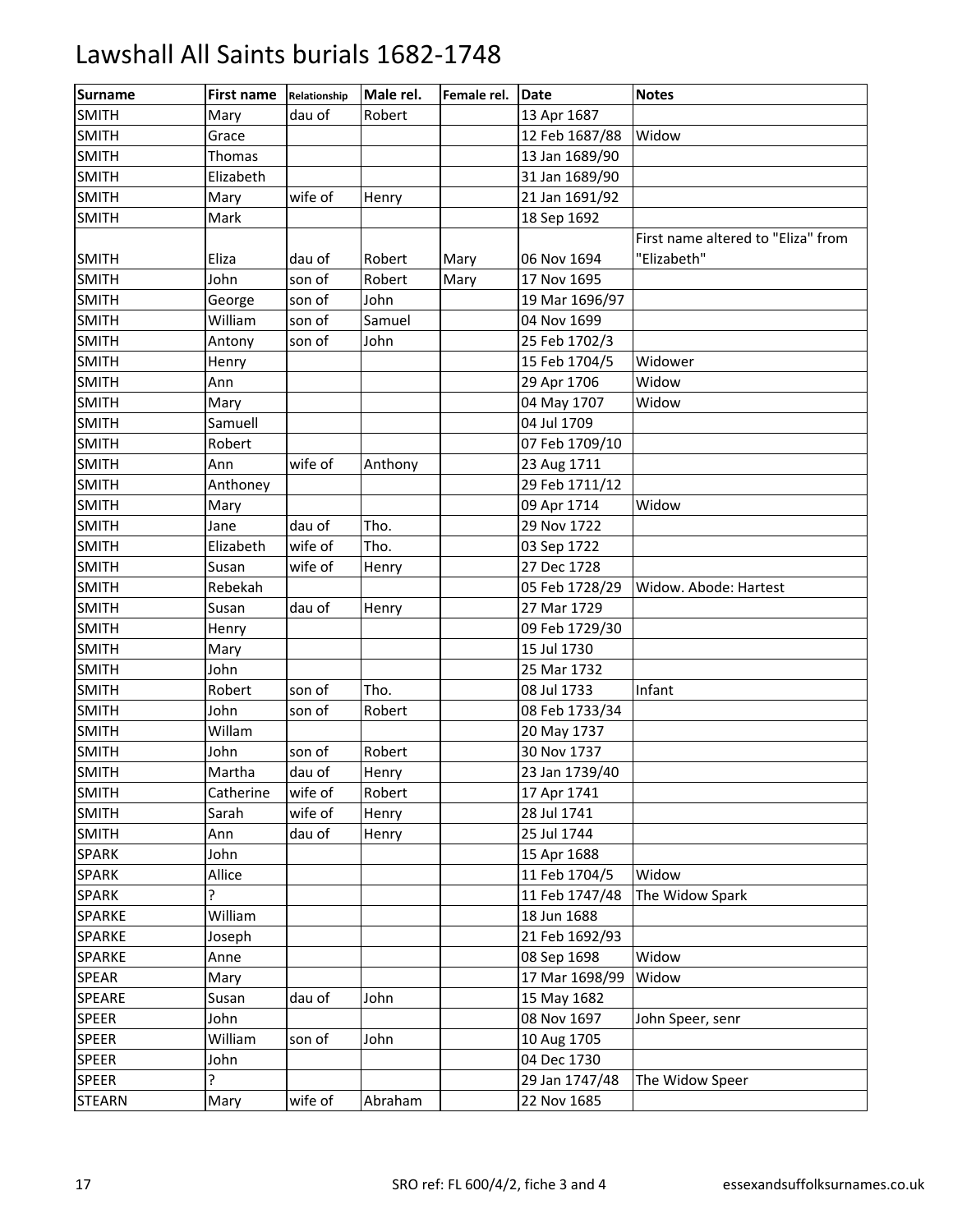# Lawshall All Saints burials 1682-1748

| Surname | First name | Relationship | Male rel. | Female rel. | Date | Notes |
|---|---|---|---|---|---|---|
| SMITH | Mary | dau of | Robert | | 13 Apr 1687 | |
| SMITH | Grace | | | | 12 Feb 1687/88 | Widow |
| SMITH | Thomas | | | | 13 Jan 1689/90 | |
| SMITH | Elizabeth | | | | 31 Jan 1689/90 | |
| SMITH | Mary | wife of | Henry | | 21 Jan 1691/92 | |
| SMITH | Mark | | | | 18 Sep 1692 | |
| SMITH | Eliza | dau of | Robert | Mary | 06 Nov 1694 | First name altered to "Eliza" from "Elizabeth" |
| SMITH | John | son of | Robert | Mary | 17 Nov 1695 | |
| SMITH | George | son of | John | | 19 Mar 1696/97 | |
| SMITH | William | son of | Samuel | | 04 Nov 1699 | |
| SMITH | Antony | son of | John | | 25 Feb 1702/3 | |
| SMITH | Henry | | | | 15 Feb 1704/5 | Widower |
| SMITH | Ann | | | | 29 Apr 1706 | Widow |
| SMITH | Mary | | | | 04 May 1707 | Widow |
| SMITH | Samuell | | | | 04 Jul 1709 | |
| SMITH | Robert | | | | 07 Feb 1709/10 | |
| SMITH | Ann | wife of | Anthony | | 23 Aug 1711 | |
| SMITH | Anthoney | | | | 29 Feb 1711/12 | |
| SMITH | Mary | | | | 09 Apr 1714 | Widow |
| SMITH | Jane | dau of | Tho. | | 29 Nov 1722 | |
| SMITH | Elizabeth | wife of | Tho. | | 03 Sep 1722 | |
| SMITH | Susan | wife of | Henry | | 27 Dec 1728 | |
| SMITH | Rebekah | | | | 05 Feb 1728/29 | Widow. Abode: Hartest |
| SMITH | Susan | dau of | Henry | | 27 Mar 1729 | |
| SMITH | Henry | | | | 09 Feb 1729/30 | |
| SMITH | Mary | | | | 15 Jul 1730 | |
| SMITH | John | | | | 25 Mar 1732 | |
| SMITH | Robert | son of | Tho. | | 08 Jul 1733 | Infant |
| SMITH | John | son of | Robert | | 08 Feb 1733/34 | |
| SMITH | Willam | | | | 20 May 1737 | |
| SMITH | John | son of | Robert | | 30 Nov 1737 | |
| SMITH | Martha | dau of | Henry | | 23 Jan 1739/40 | |
| SMITH | Catherine | wife of | Robert | | 17 Apr 1741 | |
| SMITH | Sarah | wife of | Henry | | 28 Jul 1741 | |
| SMITH | Ann | dau of | Henry | | 25 Jul 1744 | |
| SPARK | John | | | | 15 Apr 1688 | |
| SPARK | Allice | | | | 11 Feb 1704/5 | Widow |
| SPARK | ? | | | | 11 Feb 1747/48 | The Widow Spark |
| SPARKE | William | | | | 18 Jun 1688 | |
| SPARKE | Joseph | | | | 21 Feb 1692/93 | |
| SPARKE | Anne | | | | 08 Sep 1698 | Widow |
| SPEAR | Mary | | | | 17 Mar 1698/99 | Widow |
| SPEARE | Susan | dau of | John | | 15 May 1682 | |
| SPEER | John | | | | 08 Nov 1697 | John Speer, senr |
| SPEER | William | son of | John | | 10 Aug 1705 | |
| SPEER | John | | | | 04 Dec 1730 | |
| SPEER | ? | | | | 29 Jan 1747/48 | The Widow Speer |
| STEARN | Mary | wife of | Abraham | | 22 Nov 1685 | |

SRO ref: FL 600/4/2, fiche 3 and 4 essexandsuffolksurnames.co.uk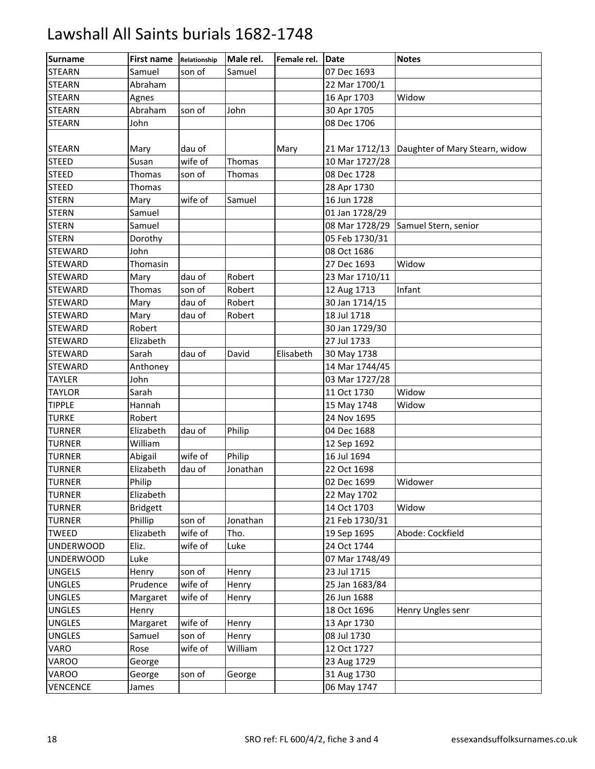# Lawshall All Saints burials 1682-1748

| Surname | First name | Relationship | Male rel. | Female rel. | Date | Notes |
|---|---|---|---|---|---|---|
| STEARN | Samuel | son of | Samuel | | 07 Dec 1693 | |
| STEARN | Abraham | | | | 22 Mar 1700/1 | |
| STEARN | Agnes | | | | 16 Apr 1703 | Widow |
| STEARN | Abraham | son of | John | | 30 Apr 1705 | |
| STEARN | John | | | | 08 Dec 1706 | |
| STEARN | Mary | dau of | | Mary | 21 Mar 1712/13 | Daughter of Mary Stearn, widow |
| STEED | Susan | wife of | Thomas | | 10 Mar 1727/28 | |
| STEED | Thomas | son of | Thomas | | 08 Dec 1728 | |
| STEED | Thomas | | | | 28 Apr 1730 | |
| STERN | Mary | wife of | Samuel | | 16 Jun 1728 | |
| STERN | Samuel | | | | 01 Jan 1728/29 | |
| STERN | Samuel | | | | 08 Mar 1728/29 | Samuel Stern, senior |
| STERN | Dorothy | | | | 05 Feb 1730/31 | |
| STEWARD | John | | | | 08 Oct 1686 | |
| STEWARD | Thomasin | | | | 27 Dec 1693 | Widow |
| STEWARD | Mary | dau of | Robert | | 23 Mar 1710/11 | |
| STEWARD | Thomas | son of | Robert | | 12 Aug 1713 | Infant |
| STEWARD | Mary | dau of | Robert | | 30 Jan 1714/15 | |
| STEWARD | Mary | dau of | Robert | | 18 Jul 1718 | |
| STEWARD | Robert | | | | 30 Jan 1729/30 | |
| STEWARD | Elizabeth | | | | 27 Jul 1733 | |
| STEWARD | Sarah | dau of | David | Elisabeth | 30 May 1738 | |
| STEWARD | Anthoney | | | | 14 Mar 1744/45 | |
| TAYLER | John | | | | 03 Mar 1727/28 | |
| TAYLOR | Sarah | | | | 11 Oct 1730 | Widow |
| TIPPLE | Hannah | | | | 15 May 1748 | Widow |
| TURKE | Robert | | | | 24 Nov 1695 | |
| TURNER | Elizabeth | dau of | Philip | | 04 Dec 1688 | |
| TURNER | William | | | | 12 Sep 1692 | |
| TURNER | Abigail | wife of | Philip | | 16 Jul 1694 | |
| TURNER | Elizabeth | dau of | Jonathan | | 22 Oct 1698 | |
| TURNER | Philip | | | | 02 Dec 1699 | Widower |
| TURNER | Elizabeth | | | | 22 May 1702 | |
| TURNER | Bridgett | | | | 14 Oct 1703 | Widow |
| TURNER | Phillip | son of | Jonathan | | 21 Feb 1730/31 | |
| TWEED | Elizabeth | wife of | Tho. | | 19 Sep 1695 | Abode: Cockfield |
| UNDERWOOD | Eliz. | wife of | Luke | | 24 Oct 1744 | |
| UNDERWOOD | Luke | | | | 07 Mar 1748/49 | |
| UNGELS | Henry | son of | Henry | | 23 Jul 1715 | |
| UNGLES | Prudence | wife of | Henry | | 25 Jan 1683/84 | |
| UNGLES | Margaret | wife of | Henry | | 26 Jun 1688 | |
| UNGLES | Henry | | | | 18 Oct 1696 | Henry Ungles senr |
| UNGLES | Margaret | wife of | Henry | | 13 Apr 1730 | |
| UNGLES | Samuel | son of | Henry | | 08 Jul 1730 | |
| VARO | Rose | wife of | William | | 12 Oct 1727 | |
| VAROO | George | | | | 23 Aug 1729 | |
| VAROO | George | son of | George | | 31 Aug 1730 | |
| VENCENCE | James | | | | 06 May 1747 | |

SRO ref: FL 600/4/2, fiche 3 and 4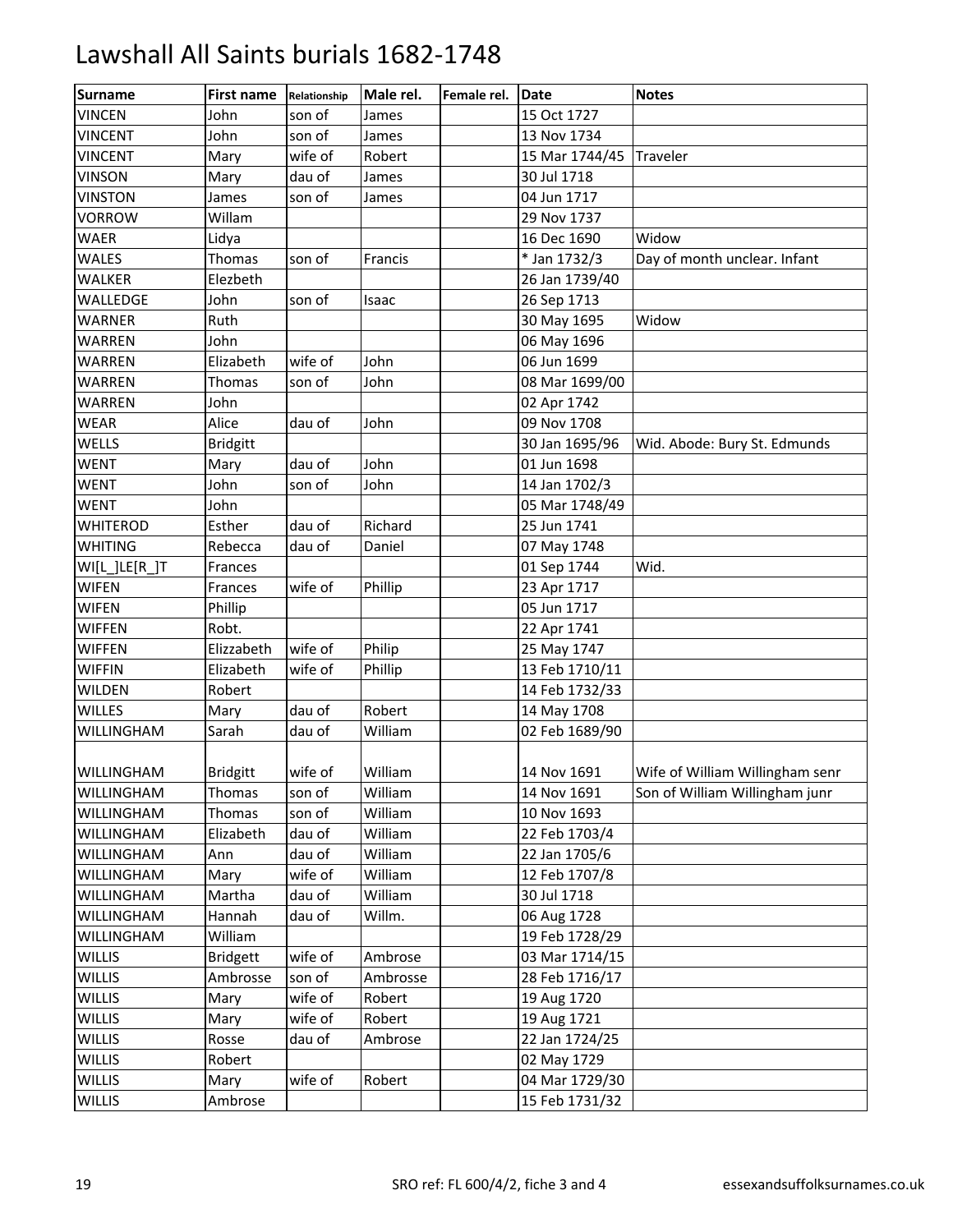# Lawshall All Saints burials 1682-1748

| Surname | First name | Relationship | Male rel. | Female rel. | Date | Notes |
|---|---|---|---|---|---|---|
| VINCEN | John | son of | James | | 15 Oct 1727 | |
| VINCENT | John | son of | James | | 13 Nov 1734 | |
| VINCENT | Mary | wife of | Robert | | 15 Mar 1744/45 | Traveler |
| VINSON | Mary | dau of | James | | 30 Jul 1718 | |
| VINSTON | James | son of | James | | 04 Jun 1717 | |
| VORROW | Willam | | | | 29 Nov 1737 | |
| WAER | Lidya | | | | 16 Dec 1690 | Widow |
| WALES | Thomas | son of | Francis | | * Jan 1732/3 | Day of month unclear. Infant |
| WALKER | Elezbeth | | | | 26 Jan 1739/40 | |
| WALLEDGE | John | son of | Isaac | | 26 Sep 1713 | |
| WARNER | Ruth | | | | 30 May 1695 | Widow |
| WARREN | John | | | | 06 May 1696 | |
| WARREN | Elizabeth | wife of | John | | 06 Jun 1699 | |
| WARREN | Thomas | son of | John | | 08 Mar 1699/00 | |
| WARREN | John | | | | 02 Apr 1742 | |
| WEAR | Alice | dau of | John | | 09 Nov 1708 | |
| WELLS | Bridgitt | | | | 30 Jan 1695/96 | Wid. Abode: Bury St. Edmunds |
| WENT | Mary | dau of | John | | 01 Jun 1698 | |
| WENT | John | son of | John | | 14 Jan 1702/3 | |
| WENT | John | | | | 05 Mar 1748/49 | |
| WHITEROD | Esther | dau of | Richard | | 25 Jun 1741 | |
| WHITING | Rebecca | dau of | Daniel | | 07 May 1748 | |
| WI[L_]LE[R_]T | Frances | | | | 01 Sep 1744 | Wid. |
| WIFEN | Frances | wife of | Phillip | | 23 Apr 1717 | |
| WIFEN | Phillip | | | | 05 Jun 1717 | |
| WIFFEN | Robt. | | | | 22 Apr 1741 | |
| WIFFEN | Elizzabeth | wife of | Philip | | 25 May 1747 | |
| WIFFIN | Elizabeth | wife of | Phillip | | 13 Feb 1710/11 | |
| WILDEN | Robert | | | | 14 Feb 1732/33 | |
| WILLES | Mary | dau of | Robert | | 14 May 1708 | |
| WILLINGHAM | Sarah | dau of | William | | 02 Feb 1689/90 | |
| WILLINGHAM | Bridgitt | wife of | William | | 14 Nov 1691 | Wife of William Willingham senr |
| WILLINGHAM | Thomas | son of | William | | 14 Nov 1691 | Son of William Willingham junr |
| WILLINGHAM | Thomas | son of | William | | 10 Nov 1693 | |
| WILLINGHAM | Elizabeth | dau of | William | | 22 Feb 1703/4 | |
| WILLINGHAM | Ann | dau of | William | | 22 Jan 1705/6 | |
| WILLINGHAM | Mary | wife of | William | | 12 Feb 1707/8 | |
| WILLINGHAM | Martha | dau of | William | | 30 Jul 1718 | |
| WILLINGHAM | Hannah | dau of | Willm. | | 06 Aug 1728 | |
| WILLINGHAM | William | | | | 19 Feb 1728/29 | |
| WILLIS | Bridgett | wife of | Ambrose | | 03 Mar 1714/15 | |
| WILLIS | Ambrosse | son of | Ambrosse | | 28 Feb 1716/17 | |
| WILLIS | Mary | wife of | Robert | | 19 Aug 1720 | |
| WILLIS | Mary | wife of | Robert | | 19 Aug 1721 | |
| WILLIS | Rosse | dau of | Ambrose | | 22 Jan 1724/25 | |
| WILLIS | Robert | | | | 02 May 1729 | |
| WILLIS | Mary | wife of | Robert | | 04 Mar 1729/30 | |
| WILLIS | Ambrose | | | | 15 Feb 1731/32 | |

SRO ref: FL 600/4/2, fiche 3 and 4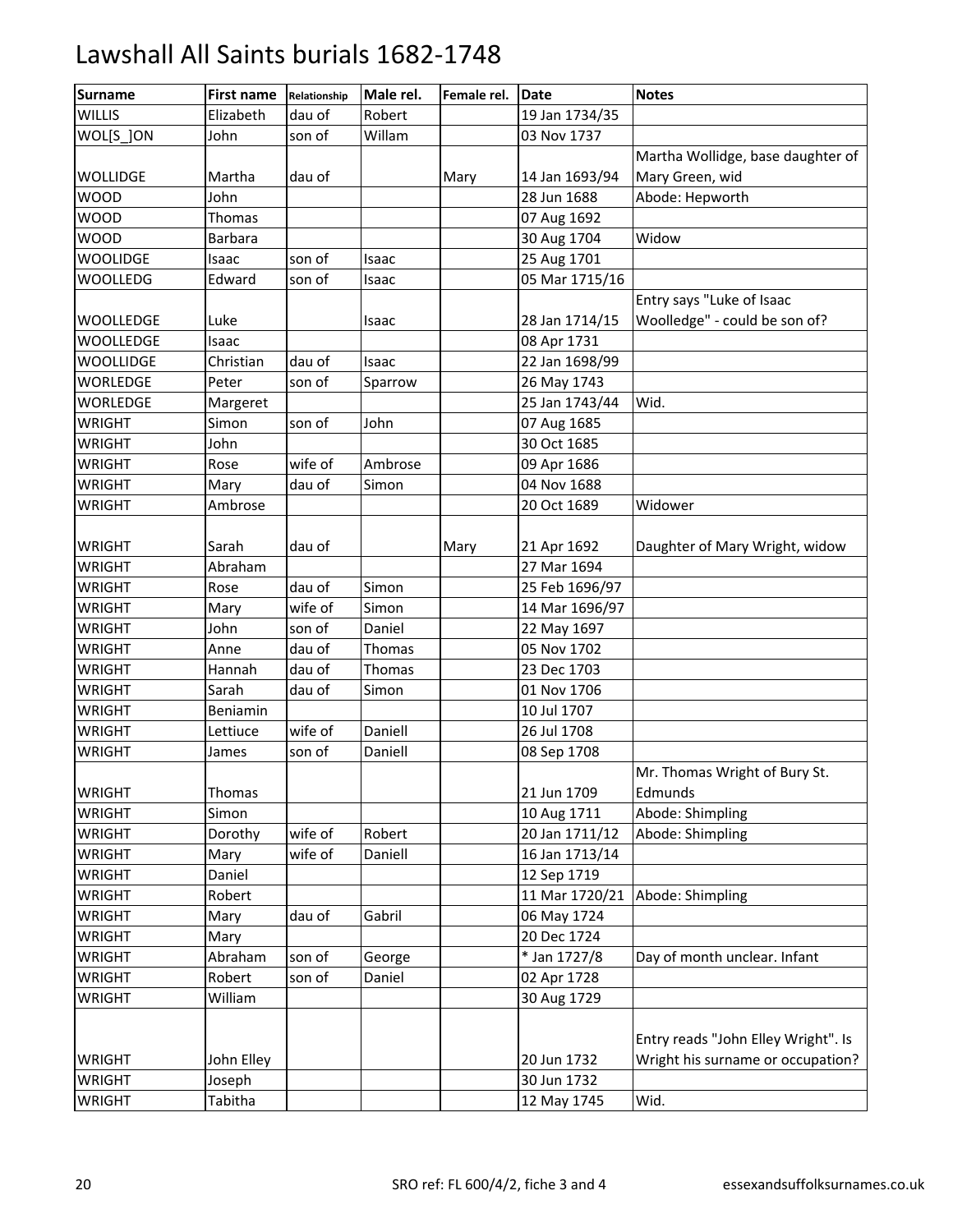# Lawshall All Saints burials 1682-1748

| Surname | First name | Relationship | Male rel. | Female rel. | Date | Notes |
|---|---|---|---|---|---|---|
| WILLIS | Elizabeth | dau of | Robert | | 19 Jan 1734/35 | |
| WOL[S_]ON | John | son of | Willam | | 03 Nov 1737 | |
| WOLLIDGE | Martha | dau of | | Mary | 14 Jan 1693/94 | Martha Wollidge, base daughter of Mary Green, wid |
| WOOD | John | | | | 28 Jun 1688 | Abode: Hepworth |
| WOOD | Thomas | | | | 07 Aug 1692 | |
| WOOD | Barbara | | | | 30 Aug 1704 | Widow |
| WOOLIDGE | Isaac | son of | Isaac | | 25 Aug 1701 | |
| WOOLLEDG | Edward | son of | Isaac | | 05 Mar 1715/16 | |
| WOOLLEDGE | Luke | | Isaac | | 28 Jan 1714/15 | Entry says "Luke of Isaac Woolledge" - could be son of? |
| WOOLLEDGE | Isaac | | | | 08 Apr 1731 | |
| WOOLLIDGE | Christian | dau of | Isaac | | 22 Jan 1698/99 | |
| WORLEDGE | Peter | son of | Sparrow | | 26 May 1743 | |
| WORLEDGE | Margeret | | | | 25 Jan 1743/44 | Wid. |
| WRIGHT | Simon | son of | John | | 07 Aug 1685 | |
| WRIGHT | John | | | | 30 Oct 1685 | |
| WRIGHT | Rose | wife of | Ambrose | | 09 Apr 1686 | |
| WRIGHT | Mary | dau of | Simon | | 04 Nov 1688 | |
| WRIGHT | Ambrose | | | | 20 Oct 1689 | Widower |
| WRIGHT | Sarah | dau of | | Mary | 21 Apr 1692 | Daughter of Mary Wright, widow |
| WRIGHT | Abraham | | | | 27 Mar 1694 | |
| WRIGHT | Rose | dau of | Simon | | 25 Feb 1696/97 | |
| WRIGHT | Mary | wife of | Simon | | 14 Mar 1696/97 | |
| WRIGHT | John | son of | Daniel | | 22 May 1697 | |
| WRIGHT | Anne | dau of | Thomas | | 05 Nov 1702 | |
| WRIGHT | Hannah | dau of | Thomas | | 23 Dec 1703 | |
| WRIGHT | Sarah | dau of | Simon | | 01 Nov 1706 | |
| WRIGHT | Beniamin | | | | 10 Jul 1707 | |
| WRIGHT | Lettiuce | wife of | Daniell | | 26 Jul 1708 | |
| WRIGHT | James | son of | Daniell | | 08 Sep 1708 | |
| WRIGHT | Thomas | | | | 21 Jun 1709 | Mr. Thomas Wright of Bury St. Edmunds |
| WRIGHT | Simon | | | | 10 Aug 1711 | Abode: Shimpling |
| WRIGHT | Dorothy | wife of | Robert | | 20 Jan 1711/12 | Abode: Shimpling |
| WRIGHT | Mary | wife of | Daniell | | 16 Jan 1713/14 | |
| WRIGHT | Daniel | | | | 12 Sep 1719 | |
| WRIGHT | Robert | | | | 11 Mar 1720/21 | Abode: Shimpling |
| WRIGHT | Mary | dau of | Gabril | | 06 May 1724 | |
| WRIGHT | Mary | | | | 20 Dec 1724 | |
| WRIGHT | Abraham | son of | George | | * Jan 1727/8 | Day of month unclear. Infant |
| WRIGHT | Robert | son of | Daniel | | 02 Apr 1728 | |
| WRIGHT | William | | | | 30 Aug 1729 | |
| WRIGHT | John Elley | | | | 20 Jun 1732 | Entry reads "John Elley Wright". Is Wright his surname or occupation? |
| WRIGHT | Joseph | | | | 30 Jun 1732 | |
| WRIGHT | Tabitha | | | | 12 May 1745 | Wid. |

SRO ref: FL 600/4/2, fiche 3 and 4